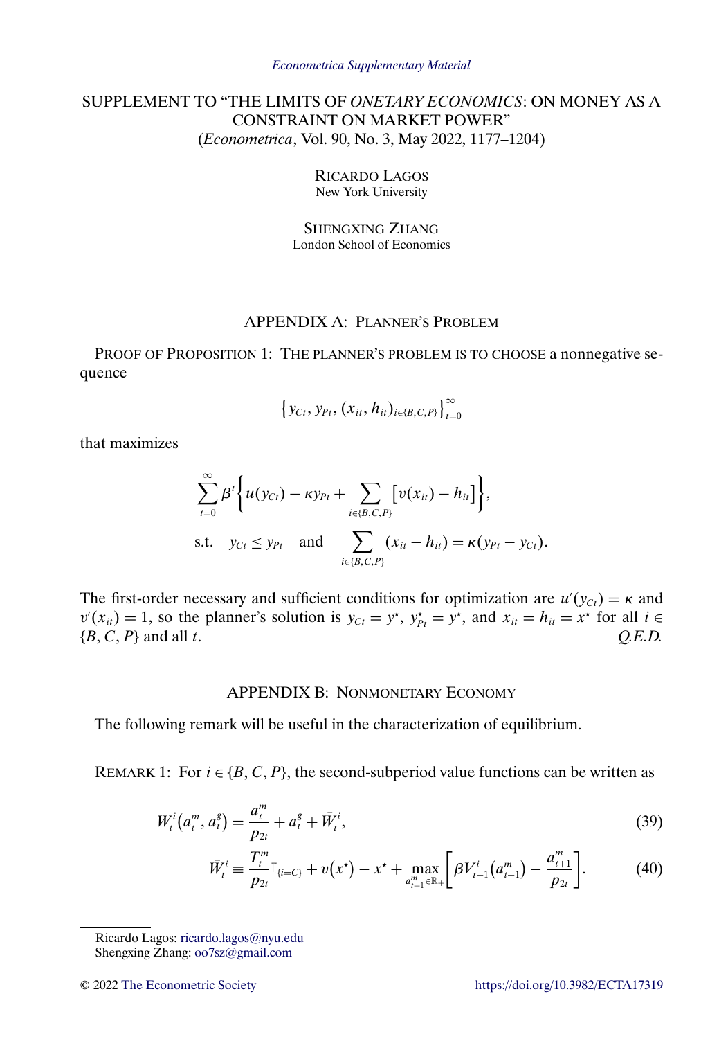*Econometrica Supplementary Material*

# SUPPLEMENT TO "THE LIMITS OF *ONETARY ECONOMICS*: ON MONEY AS A CONSTRAINT ON MARKET POWER"

(*Econometrica*, Vol. 90, No. 3, May 2022, 1177–1204)

RICARDO LAGOS
New York University

SHENGXING ZHANG
London School of Economics

## APPENDIX A: PLANNER'S PROBLEM

PROOF OF PROPOSITION 1: THE PLANNER'S PROBLEM IS TO CHOOSE a nonnegative sequence

$$\left\{y_{Ct}, y_{Pt}, (x_{it}, h_{it})_{i \in \{B,C,P\}}\right\}_{t=0}^{\infty}$$

that maximizes

$$\sum_{t=0}^{\infty} \beta^t \left\{ u(y_{Ct}) - \kappa y_{Pt} + \sum_{i \in \{B,C,P\}} \left[ v(x_{it}) - h_{it} \right] \right\},$$

$$\text{s.t.} \quad y_{Ct} \leq y_{Pt} \quad \text{and} \quad \sum_{i \in \{B,C,P\}} (x_{it} - h_{it}) = \underline{\kappa}(y_{Pt} - y_{Ct}).$$

The first-order necessary and sufficient conditions for optimization are $u'(y_{Ct}) = \kappa$ and $v'(x_{it}) = 1$, so the planner's solution is $y_{Ct} = y^{\star}$, $y^{\star}_{Pt} = y^{\star}$, and $x_{it} = h_{it} = x^{\star}$ for all $i \in \{B, C, P\}$ and all $t$. *Q.E.D.*

## APPENDIX B: NONMONETARY ECONOMY

The following remark will be useful in the characterization of equilibrium.

REMARK 1: For $i \in \{B, C, P\}$, the second-subperiod value functions can be written as

$$W_t^i\left(a_t^m, a_t^g\right) = \frac{a_t^m}{p_{2t}} + a_t^g + \bar{W}_t^i, \tag{39}$$

$$\bar{W}_t^i \equiv \frac{T_t^m}{p_{2t}} \mathbb{I}_{\{i=C\}} + v\left(x^{\star}\right) - x^{\star} + \max_{a_{t+1}^m \in \mathbb{R}_+} \left[ \beta V_{t+1}^i\left(a_{t+1}^m\right) - \frac{a_{t+1}^m}{p_{2t}} \right]. \tag{40}$$

---

Ricardo Lagos: ricardo.lagos@nyu.edu
Shengxing Zhang: oo7sz@gmail.com

© 2022 The Econometric Society https://doi.org/10.3982/ECTA17319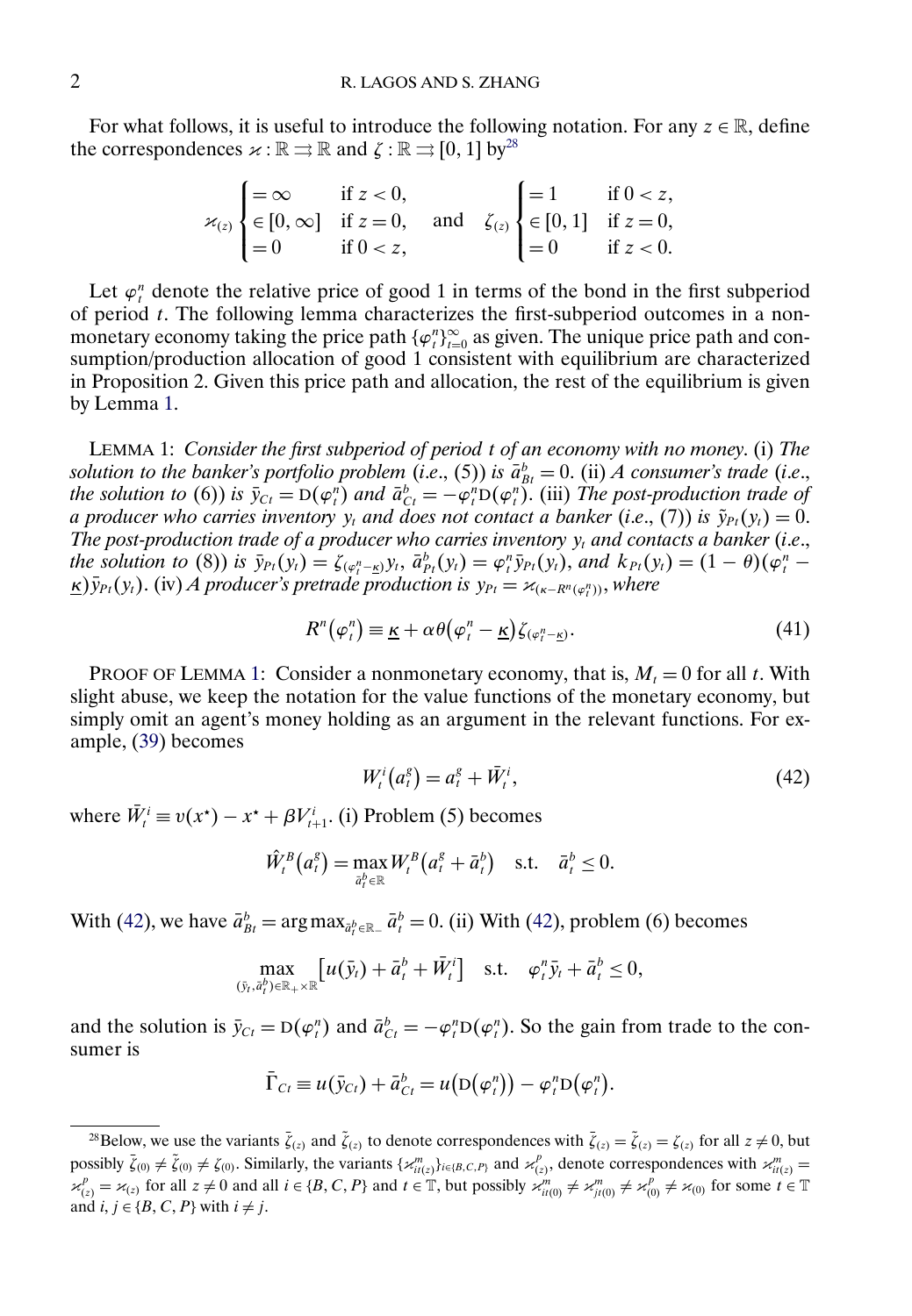For what follows, it is useful to introduce the following notation. For any $z \in \mathbb{R}$, define the correspondences $\varkappa : \mathbb{R} \rightrightarrows \mathbb{R}$ and $\zeta : \mathbb{R} \rightrightarrows [0,1]$ by[28]

$$\varkappa_{(z)} \begin{cases} = \infty & \text{if } z < 0, \\ \in [0, \infty] & \text{if } z = 0, \\ = 0 & \text{if } 0 < z, \end{cases} \quad \text{and} \quad \zeta_{(z)} \begin{cases} = 1 & \text{if } 0 < z, \\ \in [0, 1] & \text{if } z = 0, \\ = 0 & \text{if } z < 0. \end{cases}$$

Let $\varphi_t^n$ denote the relative price of good 1 in terms of the bond in the first subperiod of period $t$. The following lemma characterizes the first-subperiod outcomes in a nonmonetary economy taking the price path $\{\varphi_t^n\}_{t=0}^{\infty}$ as given. The unique price path and consumption/production allocation of good 1 consistent with equilibrium are characterized in Proposition 2. Given this price path and allocation, the rest of the equilibrium is given by Lemma 1.

LEMMA 1: *Consider the first subperiod of period $t$ of an economy with no money.* (i) *The solution to the banker's portfolio problem* (*i.e.*, (5)) *is $\bar{a}_{Bt}^b = 0$.* (ii) *A consumer's trade* (*i.e.*, *the solution to* (6)) *is $\bar{y}_{Ct} = \mathrm{D}(\varphi_t^n)$ and $\bar{a}_{Ct}^b = -\varphi_t^n \mathrm{D}(\varphi_t^n)$.* (iii) *The post-production trade of a producer who carries inventory $y_t$ and does not contact a banker* (*i.e.*, (7)) *is $\tilde{y}_{Pt}(y_t) = 0$. The post-production trade of a producer who carries inventory $y_t$ and contacts a banker* (*i.e.*, *the solution to* (8)) *is $\bar{y}_{Pt}(y_t) = \zeta_{(\varphi_t^n - \underline{\kappa})} y_t$, $\bar{a}_{Pt}^b(y_t) = \varphi_t^n \bar{y}_{Pt}(y_t)$, and $k_{Pt}(y_t) = (1-\theta)(\varphi_t^n - \underline{\kappa})\bar{y}_{Pt}(y_t)$.* (iv) *A producer's pretrade production is $y_{Pt} = \varkappa_{(\kappa - R^n(\varphi_t^n))}$, where*

$$R^n(\varphi_t^n) \equiv \underline{\kappa} + \alpha\theta(\varphi_t^n - \underline{\kappa})\zeta_{(\varphi_t^n - \underline{\kappa})}. \tag{41}$$

PROOF OF LEMMA 1: Consider a nonmonetary economy, that is, $M_t = 0$ for all $t$. With slight abuse, we keep the notation for the value functions of the monetary economy, but simply omit an agent's money holding as an argument in the relevant functions. For example, (39) becomes

$$W_t^i(a_t^g) = a_t^g + \bar{W}_t^i, \tag{42}$$

where $\bar{W}_t^i \equiv v(x^\star) - x^\star + \beta V_{t+1}^i$. (i) Problem (5) becomes

$$\hat{W}_t^B(a_t^g) = \max_{\bar{a}_t^b \in \mathbb{R}} W_t^B(a_t^g + \bar{a}_t^b) \quad \text{s.t.} \quad \bar{a}_t^b \leq 0.$$

With (42), we have $\bar{a}_{Bt}^b = \arg\max_{\bar{a}_t^b \in \mathbb{R}_-} \bar{a}_t^b = 0$. (ii) With (42), problem (6) becomes

$$\max_{(\bar{y}_t, \bar{a}_t^b) \in \mathbb{R}_+ \times \mathbb{R}} \left[u(\bar{y}_t) + \bar{a}_t^b + \bar{W}_t^i\right] \quad \text{s.t.} \quad \varphi_t^n \bar{y}_t + \bar{a}_t^b \leq 0,$$

and the solution is $\bar{y}_{Ct} = \mathrm{D}(\varphi_t^n)$ and $\bar{a}_{Ct}^b = -\varphi_t^n \mathrm{D}(\varphi_t^n)$. So the gain from trade to the consumer is

$$\bar{\Gamma}_{Ct} \equiv u(\bar{y}_{Ct}) + \bar{a}_{Ct}^b = u(\mathrm{D}(\varphi_t^n)) - \varphi_t^n \mathrm{D}(\varphi_t^n).$$

[28] Below, we use the variants $\bar{\zeta}_{(z)}$ and $\tilde{\zeta}_{(z)}$ to denote correspondences with $\bar{\zeta}_{(z)} = \tilde{\zeta}_{(z)} = \zeta_{(z)}$ for all $z \neq 0$, but possibly $\bar{\zeta}_{(0)} \neq \tilde{\zeta}_{(0)} \neq \zeta_{(0)}$. Similarly, the variants $\{\varkappa_{it(z)}^m\}_{i \in \{B,C,P\}}$ and $\varkappa_{(z)}^p$, denote correspondences with $\varkappa_{it(z)}^m = \varkappa_{(z)}^p = \varkappa_{(z)}$ for all $z \neq 0$ and all $i \in \{B, C, P\}$ and $t \in \mathbb{T}$, but possibly $\varkappa_{it(0)}^m \neq \varkappa_{jt(0)}^m \neq \varkappa_{(0)}^p \neq \varkappa_{(0)}$ for some $t \in \mathbb{T}$ and $i, j \in \{B, C, P\}$ with $i \neq j$.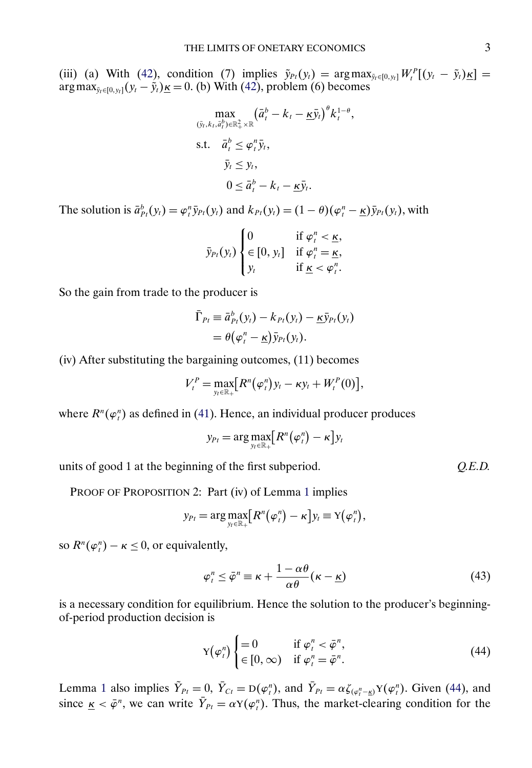(iii) (a) With (42), condition (7) implies $\tilde{y}_{Pt}(y_t) = \arg\max_{\tilde{y}_t \in [0, y_t]} W_t^P[(y_t - \tilde{y}_t)\underline{\kappa}] = \arg\max_{\tilde{y}_t \in [0, y_t]}(y_t - \tilde{y}_t)\underline{\kappa} = 0$. (b) With (42), problem (6) becomes

$$
\begin{aligned}
&\max_{(\bar{y}_t, k_t, \bar{a}_t^b) \in \mathbb{R}_+^2 \times \mathbb{R}} \left(\bar{a}_t^b - k_t - \underline{\kappa}\bar{y}_t\right)^{\theta} k_t^{1-\theta}, \\
&\text{s.t.} \quad \bar{a}_t^b \le \varphi_t^n \bar{y}_t, \\
&\qquad \bar{y}_t \le y_t, \\
&\qquad 0 \le \bar{a}_t^b - k_t - \underline{\kappa}\bar{y}_t.
\end{aligned}
$$

The solution is $\bar{a}_{Pt}^b(y_t) = \varphi_t^n \bar{y}_{Pt}(y_t)$ and $k_{Pt}(y_t) = (1-\theta)(\varphi_t^n - \underline{\kappa})\bar{y}_{Pt}(y_t)$, with

$$
\bar{y}_{Pt}(y_t) \begin{cases} 0 & \text{if } \varphi_t^n < \underline{\kappa}, \\ \in [0, y_t] & \text{if } \varphi_t^n = \underline{\kappa}, \\ y_t & \text{if } \underline{\kappa} < \varphi_t^n. \end{cases}
$$

So the gain from trade to the producer is

$$
\begin{aligned}
\bar{\Gamma}_{Pt} &\equiv \bar{a}_{Pt}^b(y_t) - k_{Pt}(y_t) - \underline{\kappa}\bar{y}_{Pt}(y_t) \\
&= \theta(\varphi_t^n - \underline{\kappa})\bar{y}_{Pt}(y_t).
\end{aligned}
$$

(iv) After substituting the bargaining outcomes, (11) becomes

$$
V_t^P = \max_{y_t \in \mathbb{R}_+}\left[R^n(\varphi_t^n) y_t - \kappa y_t + W_t^P(0)\right],
$$

where $R^n(\varphi_t^n)$ as defined in (41). Hence, an individual producer produces

$$
y_{Pt} = \arg\max_{y_t \in \mathbb{R}_+}\left[R^n(\varphi_t^n) - \kappa\right] y_t
$$

units of good 1 at the beginning of the first subperiod. *Q.E.D.*

PROOF OF PROPOSITION 2: Part (iv) of Lemma 1 implies

$$
y_{Pt} = \arg\max_{y_t \in \mathbb{R}_+}\left[R^n(\varphi_t^n) - \kappa\right] y_t \equiv \mathrm{Y}(\varphi_t^n),
$$

so $R^n(\varphi_t^n) - \kappa \le 0$, or equivalently,

$$
\varphi_t^n \le \bar{\varphi}^n \equiv \kappa + \frac{1 - \alpha\theta}{\alpha\theta}(\kappa - \underline{\kappa}) \tag{43}
$$

is a necessary condition for equilibrium. Hence the solution to the producer's beginning-of-period production decision is

$$
\mathrm{Y}(\varphi_t^n) \begin{cases} = 0 & \text{if } \varphi_t^n < \bar{\varphi}^n, \\ \in [0, \infty) & \text{if } \varphi_t^n = \bar{\varphi}^n. \end{cases} \tag{44}
$$

Lemma 1 also implies $\tilde{Y}_{Pt} = 0$, $\bar{Y}_{Ct} = \mathrm{D}(\varphi_t^n)$, and $\bar{Y}_{Pt} = \alpha\zeta_{(\varphi_t^n - \underline{\kappa})}\mathrm{Y}(\varphi_t^n)$. Given (44), and since $\underline{\kappa} < \bar{\varphi}^n$, we can write $\bar{Y}_{Pt} = \alpha\mathrm{Y}(\varphi_t^n)$. Thus, the market-clearing condition for the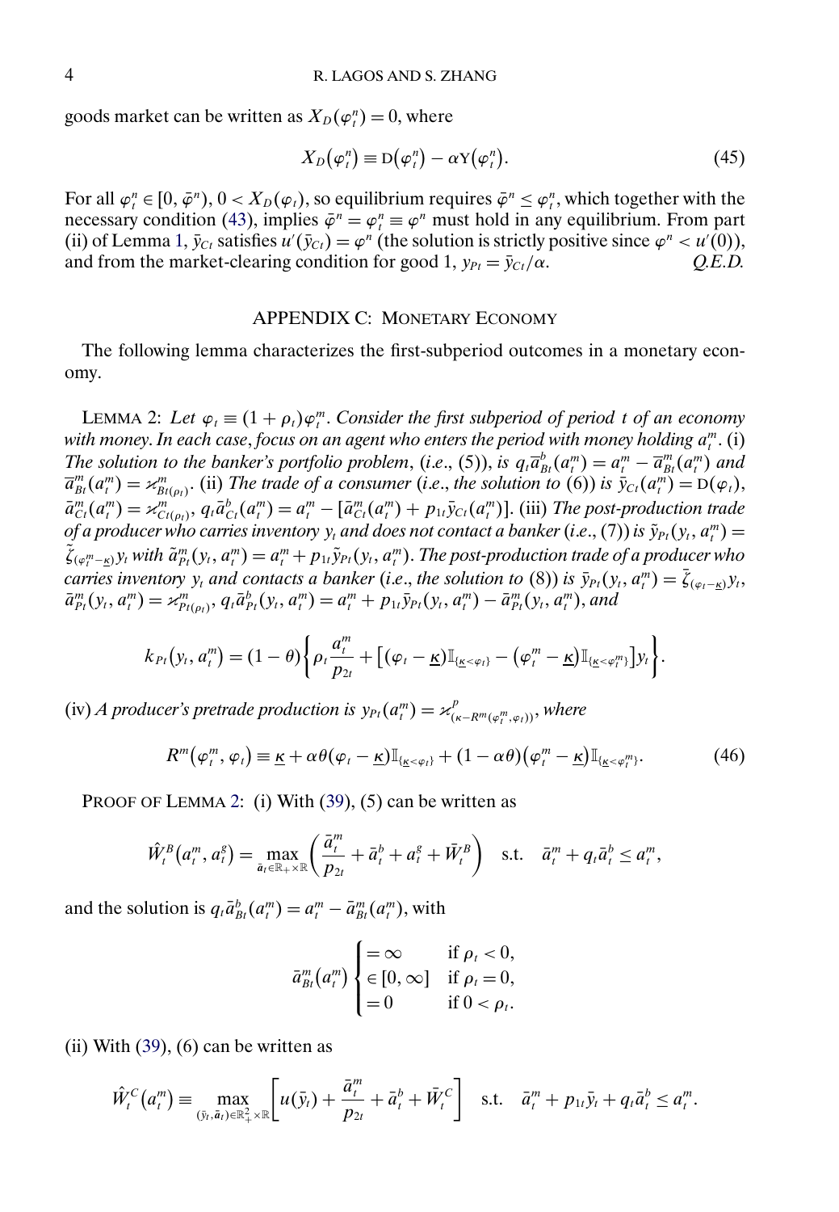goods market can be written as $X_D(\varphi_t^n) = 0$, where

$$X_D(\varphi_t^n) \equiv \text{D}(\varphi_t^n) - \alpha \text{Y}(\varphi_t^n). \tag{45}$$

For all $\varphi_t^n \in [0, \bar{\varphi}^n)$, $0 < X_D(\varphi_t)$, so equilibrium requires $\bar{\varphi}^n \leq \varphi_t^n$, which together with the necessary condition (43), implies $\bar{\varphi}^n = \varphi_t^n \equiv \varphi^n$ must hold in any equilibrium. From part (ii) of Lemma 1, $\bar{y}_{Ct}$ satisfies $u'(\bar{y}_{Ct}) = \varphi^n$ (the solution is strictly positive since $\varphi^n < u'(0)$), and from the market-clearing condition for good 1, $y_{Pt} = \bar{y}_{Ct}/\alpha$. *Q.E.D.*

## APPENDIX C: MONETARY ECONOMY

The following lemma characterizes the first-subperiod outcomes in a monetary economy.

LEMMA 2: *Let $\varphi_t \equiv (1 + \rho_t)\varphi_t^m$. Consider the first subperiod of period $t$ of an economy with money. In each case, focus on an agent who enters the period with money holding $a_t^m$.* (i) *The solution to the banker's portfolio problem*, (*i.e.*, (5)), *is $q_t \bar{a}_{Bt}^b(a_t^m) = a_t^m - \bar{a}_{Bt}^m(a_t^m)$ and $\bar{a}_{Bt}^m(a_t^m) = \varkappa_{Bt(\rho_t)}^m$.* (ii) *The trade of a consumer* (*i.e.*, *the solution to* (6)) *is $\bar{y}_{Ct}(a_t^m) = \text{D}(\varphi_t)$, $\bar{a}_{Ct}^m(a_t^m) = \varkappa_{Ct(\rho_t)}^m$, $q_t \bar{a}_{Ct}^b(a_t^m) = a_t^m - [\bar{a}_{Ct}^m(a_t^m) + p_{1t}\bar{y}_{Ct}(a_t^m)]$.* (iii) *The post-production trade of a producer who carries inventory $y_t$ and does not contact a banker* (*i.e.*, (7)) *is $\tilde{y}_{Pt}(y_t, a_t^m) = \tilde{\zeta}_{(\varphi_t^m - \underline{\kappa})} y_t$ with $\tilde{a}_{Pt}^m(y_t, a_t^m) = a_t^m + p_{1t}\tilde{y}_{Pt}(y_t, a_t^m)$. The post-production trade of a producer who carries inventory $y_t$ and contacts a banker* (*i.e.*, *the solution to* (8)) *is $\bar{y}_{Pt}(y_t, a_t^m) = \bar{\zeta}_{(\varphi_t - \underline{\kappa})} y_t$, $\bar{a}_{Pt}^m(y_t, a_t^m) = \varkappa_{Pt(\rho_t)}^m$, $q_t \bar{a}_{Pt}^b(y_t, a_t^m) = a_t^m + p_{1t}\bar{y}_{Pt}(y_t, a_t^m) - \bar{a}_{Pt}^m(y_t, a_t^m)$, and*

$$k_{Pt}(y_t, a_t^m) = (1 - \theta)\left\{\rho_t \frac{a_t^m}{p_{2t}} + \left[(\varphi_t - \underline{\kappa})\mathbb{I}_{\{\underline{\kappa} < \varphi_t\}} - (\varphi_t^m - \underline{\kappa})\mathbb{I}_{\{\underline{\kappa} < \varphi_t^m\}}\right] y_t\right\}.$$

(iv) *A producer's pretrade production is $y_{Pt}(a_t^m) = \varkappa_{(\kappa - R^m(\varphi_t^m, \varphi_t))}^p$, where*

$$R^m(\varphi_t^m, \varphi_t) \equiv \underline{\kappa} + \alpha\theta(\varphi_t - \underline{\kappa})\mathbb{I}_{\{\underline{\kappa} < \varphi_t\}} + (1 - \alpha\theta)(\varphi_t^m - \underline{\kappa})\mathbb{I}_{\{\underline{\kappa} < \varphi_t^m\}}. \tag{46}$$

PROOF OF LEMMA 2: (i) With (39), (5) can be written as

$$\hat{W}_t^B(a_t^m, a_t^g) = \max_{\bar{\boldsymbol{a}}_t \in \mathbb{R}_+ \times \mathbb{R}} \left(\frac{\bar{a}_t^m}{p_{2t}} + \bar{a}_t^b + a_t^g + \bar{W}_t^B\right) \quad \text{s.t.} \quad \bar{a}_t^m + q_t \bar{a}_t^b \leq a_t^m,$$

and the solution is $q_t \bar{a}_{Bt}^b(a_t^m) = a_t^m - \bar{a}_{Bt}^m(a_t^m)$, with

$$\bar{a}_{Bt}^m(a_t^m) \begin{cases} = \infty & \text{if } \rho_t < 0, \\ \in [0, \infty] & \text{if } \rho_t = 0, \\ = 0 & \text{if } 0 < \rho_t. \end{cases}$$

(ii) With (39), (6) can be written as

$$\hat{W}_t^C(a_t^m) \equiv \max_{(\bar{y}_t, \bar{\boldsymbol{a}}_t) \in \mathbb{R}_+^2 \times \mathbb{R}} \left[u(\bar{y}_t) + \frac{\bar{a}_t^m}{p_{2t}} + \bar{a}_t^b + \bar{W}_t^C\right] \quad \text{s.t.} \quad \bar{a}_t^m + p_{1t}\bar{y}_t + q_t \bar{a}_t^b \leq a_t^m.$$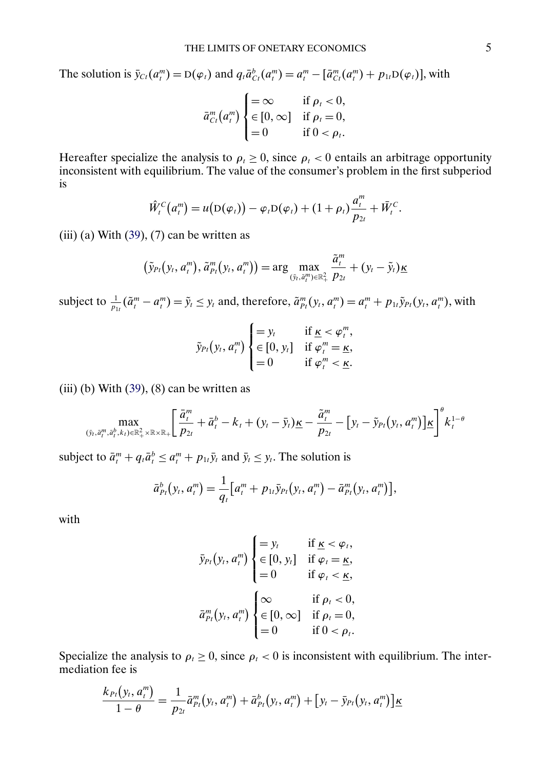The solution is $\bar{y}_{Ct}(a_t^m) = \text{D}(\varphi_t)$ and $q_t \bar{a}_{Ct}^b(a_t^m) = a_t^m - [\bar{a}_{Ct}^m(a_t^m) + p_{1t}\text{D}(\varphi_t)]$, with

$$\bar{a}_{Ct}^m(a_t^m) \begin{cases} = \infty & \text{if } \rho_t < 0, \\ \in [0, \infty] & \text{if } \rho_t = 0, \\ = 0 & \text{if } 0 < \rho_t. \end{cases}$$

Hereafter specialize the analysis to $\rho_t \geq 0$, since $\rho_t < 0$ entails an arbitrage opportunity inconsistent with equilibrium. The value of the consumer's problem in the first subperiod is

$$\hat{W}_t^C(a_t^m) = u(\text{D}(\varphi_t)) - \varphi_t \text{D}(\varphi_t) + (1 + \rho_t)\frac{a_t^m}{p_{2t}} + \bar{W}_t^C.$$

(iii) (a) With (39), (7) can be written as

$$(\tilde{y}_{Pt}(y_t, a_t^m), \tilde{a}_{Pt}^m(y_t, a_t^m)) = \arg \max_{(\tilde{y}_t, \tilde{a}_t^m) \in \mathbb{R}_+^2} \frac{\tilde{a}_t^m}{p_{2t}} + (y_t - \tilde{y}_t)\underline{\kappa}$$

subject to $\frac{1}{p_{1t}}(\tilde{a}_t^m - a_t^m) = \tilde{y}_t \leq y_t$ and, therefore, $\tilde{a}_{Pt}^m(y_t, a_t^m) = a_t^m + p_{1t}\tilde{y}_{Pt}(y_t, a_t^m)$, with

$$\tilde{y}_{Pt}(y_t, a_t^m) \begin{cases} = y_t & \text{if } \underline{\kappa} < \varphi_t^m, \\ \in [0, y_t] & \text{if } \varphi_t^m = \underline{\kappa}, \\ = 0 & \text{if } \varphi_t^m < \underline{\kappa}. \end{cases}$$

(iii) (b) With (39), (8) can be written as

$$\max_{(\bar{y}_t, \bar{a}_t^m, \bar{a}_t^b, k_t) \in \mathbb{R}_+^2 \times \mathbb{R} \times \mathbb{R}_+} \left[ \frac{\bar{a}_t^m}{p_{2t}} + \bar{a}_t^b - k_t + (y_t - \bar{y}_t)\underline{\kappa} - \frac{\tilde{a}_t^m}{p_{2t}} - [y_t - \tilde{y}_{Pt}(y_t, a_t^m)]\underline{\kappa} \right]^\theta k_t^{1-\theta}$$

subject to $\bar{a}_t^m + q_t \bar{a}_t^b \leq a_t^m + p_{1t}\bar{y}_t$ and $\bar{y}_t \leq y_t$. The solution is

$$\bar{a}_{Pt}^b(y_t, a_t^m) = \frac{1}{q_t}[a_t^m + p_{1t}\bar{y}_{Pt}(y_t, a_t^m) - \bar{a}_{Pt}^m(y_t, a_t^m)],$$

with

$$\bar{y}_{Pt}(y_t, a_t^m) \begin{cases} = y_t & \text{if } \underline{\kappa} < \varphi_t, \\ \in [0, y_t] & \text{if } \varphi_t = \underline{\kappa}, \\ = 0 & \text{if } \varphi_t < \underline{\kappa}, \end{cases}$$

$$\bar{a}_{Pt}^m(y_t, a_t^m) \begin{cases} \infty & \text{if } \rho_t < 0, \\ \in [0, \infty] & \text{if } \rho_t = 0, \\ = 0 & \text{if } 0 < \rho_t. \end{cases}$$

Specialize the analysis to $\rho_t \geq 0$, since $\rho_t < 0$ is inconsistent with equilibrium. The intermediation fee is

$$\frac{k_{Pt}(y_t, a_t^m)}{1 - \theta} = \frac{1}{p_{2t}}\bar{a}_{Pt}^m(y_t, a_t^m) + \bar{a}_{Pt}^b(y_t, a_t^m) + [y_t - \bar{y}_{Pt}(y_t, a_t^m)]\underline{\kappa}$$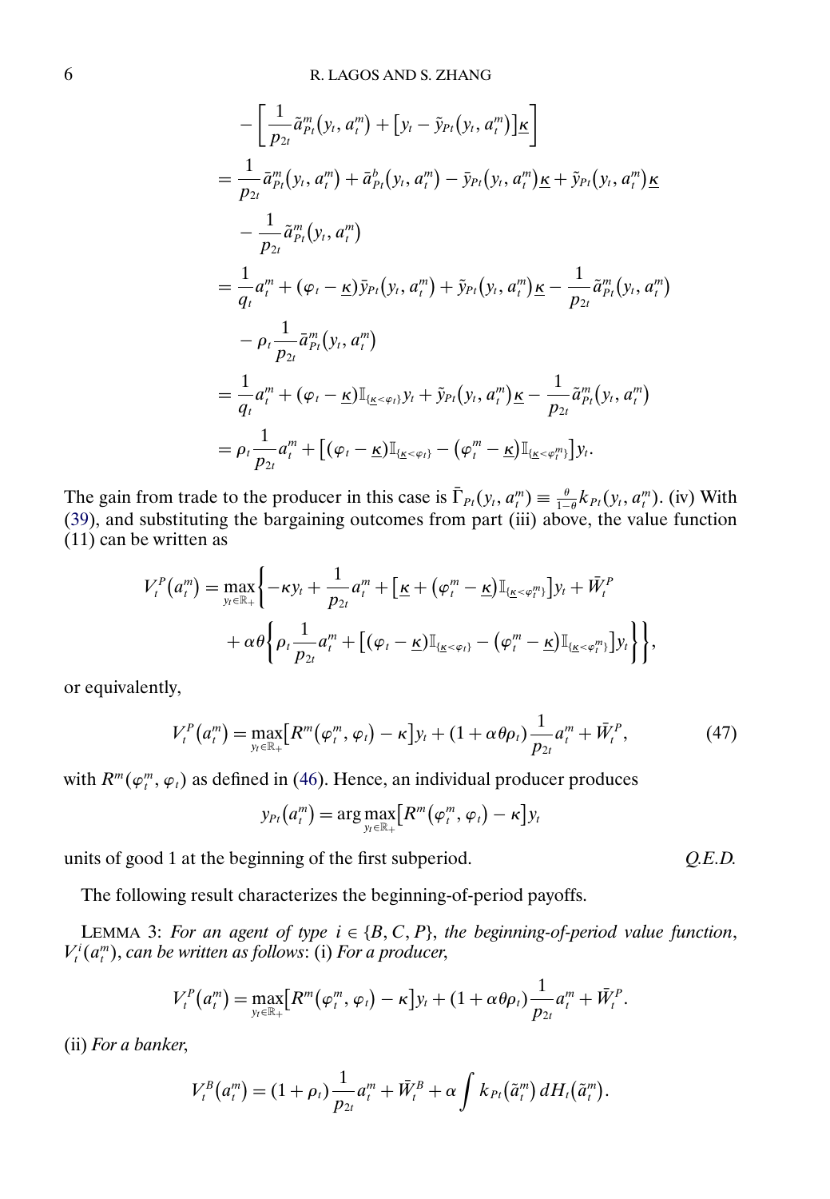$$
\begin{aligned}
&- \left[ \frac{1}{p_{2t}} \tilde{a}^m_{Pt}(y_t, a^m_t) + \left[ y_t - \tilde{y}_{Pt}(y_t, a^m_t) \right] \underline{\kappa} \right] \\
&= \frac{1}{p_{2t}} \bar{a}^m_{Pt}(y_t, a^m_t) + \bar{a}^b_{Pt}(y_t, a^m_t) - \bar{y}_{Pt}(y_t, a^m_t) \underline{\kappa} + \tilde{y}_{Pt}(y_t, a^m_t) \underline{\kappa} \\
&\quad - \frac{1}{p_{2t}} \tilde{a}^m_{Pt}(y_t, a^m_t) \\
&= \frac{1}{q_t} a^m_t + (\varphi_t - \underline{\kappa}) \bar{y}_{Pt}(y_t, a^m_t) + \tilde{y}_{Pt}(y_t, a^m_t) \underline{\kappa} - \frac{1}{p_{2t}} \tilde{a}^m_{Pt}(y_t, a^m_t) \\
&\quad - \rho_t \frac{1}{p_{2t}} \bar{a}^m_{Pt}(y_t, a^m_t) \\
&= \frac{1}{q_t} a^m_t + (\varphi_t - \underline{\kappa}) \mathbb{I}_{\{\underline{\kappa} < \varphi_t\}} y_t + \tilde{y}_{Pt}(y_t, a^m_t) \underline{\kappa} - \frac{1}{p_{2t}} \tilde{a}^m_{Pt}(y_t, a^m_t) \\
&= \rho_t \frac{1}{p_{2t}} a^m_t + \left[ (\varphi_t - \underline{\kappa}) \mathbb{I}_{\{\underline{\kappa} < \varphi_t\}} - (\varphi^m_t - \underline{\kappa}) \mathbb{I}_{\{\underline{\kappa} < \varphi^m_t\}} \right] y_t.
\end{aligned}
$$

The gain from trade to the producer in this case is $\bar{\Gamma}_{Pt}(y_t, a^m_t) \equiv \frac{\theta}{1-\theta} k_{Pt}(y_t, a^m_t)$. (iv) With (39), and substituting the bargaining outcomes from part (iii) above, the value function (11) can be written as

$$
\begin{aligned}
V^P_t(a^m_t) = \max_{y_t \in \mathbb{R}_+} \Bigg\{ & -\kappa y_t + \frac{1}{p_{2t}} a^m_t + \left[ \underline{\kappa} + (\varphi^m_t - \underline{\kappa}) \mathbb{I}_{\{\underline{\kappa} < \varphi^m_t\}} \right] y_t + \bar{W}^P_t \\
& + \alpha\theta \left\{ \rho_t \frac{1}{p_{2t}} a^m_t + \left[ (\varphi_t - \underline{\kappa}) \mathbb{I}_{\{\underline{\kappa} < \varphi_t\}} - (\varphi^m_t - \underline{\kappa}) \mathbb{I}_{\{\underline{\kappa} < \varphi^m_t\}} \right] y_t \right\} \Bigg\},
\end{aligned}
$$

or equivalently,

$$
V^P_t(a^m_t) = \max_{y_t \in \mathbb{R}_+} \left[ R^m(\varphi^m_t, \varphi_t) - \kappa \right] y_t + (1 + \alpha\theta\rho_t) \frac{1}{p_{2t}} a^m_t + \bar{W}^P_t, \tag{47}
$$

with $R^m(\varphi^m_t, \varphi_t)$ as defined in (46). Hence, an individual producer produces

$$
y_{Pt}(a^m_t) = \arg\max_{y_t \in \mathbb{R}_+} \left[ R^m(\varphi^m_t, \varphi_t) - \kappa \right] y_t
$$

units of good 1 at the beginning of the first subperiod. *Q.E.D.*

The following result characterizes the beginning-of-period payoffs.

LEMMA 3: *For an agent of type $i \in \{B, C, P\}$, the beginning-of-period value function, $V^i_t(a^m_t)$, can be written as follows*: (i) *For a producer*,

$$
V^P_t(a^m_t) = \max_{y_t \in \mathbb{R}_+} \left[ R^m(\varphi^m_t, \varphi_t) - \kappa \right] y_t + (1 + \alpha\theta\rho_t) \frac{1}{p_{2t}} a^m_t + \bar{W}^P_t.
$$

(ii) *For a banker*,

$$
V^B_t(a^m_t) = (1 + \rho_t) \frac{1}{p_{2t}} a^m_t + \bar{W}^B_t + \alpha \int k_{Pt}(\tilde{a}^m_t) \, dH_t(\tilde{a}^m_t).
$$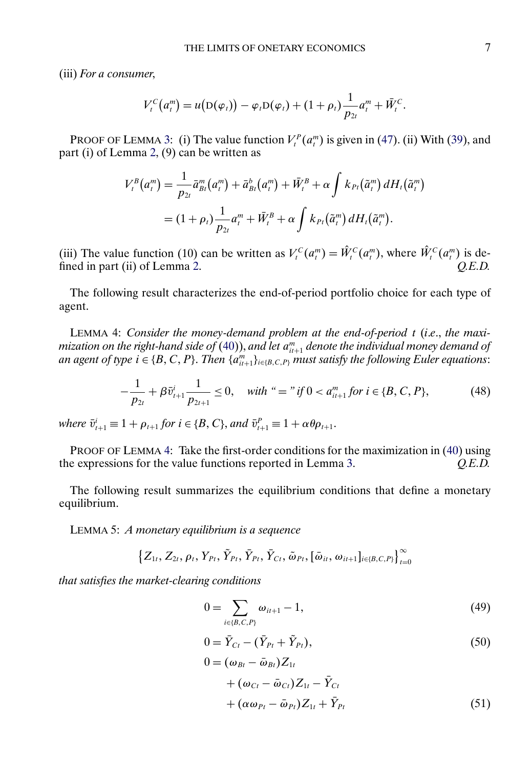(iii) *For a consumer*,

$$V_t^C(a_t^m) = u(\mathrm{D}(\varphi_t)) - \varphi_t \mathrm{D}(\varphi_t) + (1+\rho_t)\frac{1}{p_{2t}} a_t^m + \bar{W}_t^C.$$

PROOF OF LEMMA 3: (i) The value function $V_t^P(a_t^m)$ is given in (47). (ii) With (39), and part (i) of Lemma 2, (9) can be written as

$$\begin{aligned}
V_t^B(a_t^m) &= \frac{1}{p_{2t}} \bar{a}_{Bt}^m(a_t^m) + \bar{a}_{Bt}^b(a_t^m) + \bar{W}_t^B + \alpha \int k_{Pt}(\tilde{a}_t^m)\, dH_t(\tilde{a}_t^m) \\
&= (1+\rho_t)\frac{1}{p_{2t}} a_t^m + \bar{W}_t^B + \alpha \int k_{Pt}(\tilde{a}_t^m)\, dH_t(\tilde{a}_t^m).
\end{aligned}$$

(iii) The value function (10) can be written as $V_t^C(a_t^m) = \hat{W}_t^C(a_t^m)$, where $\hat{W}_t^C(a_t^m)$ is defined in part (ii) of Lemma 2. *Q.E.D.*

The following result characterizes the end-of-period portfolio choice for each type of agent.

LEMMA 4: *Consider the money-demand problem at the end-of-period $t$ (i.e., the maximization on the right-hand side of (40)), and let $a_{it+1}^m$ denote the individual money demand of an agent of type $i \in \{B, C, P\}$. Then $\{a_{it+1}^m\}_{i\in\{B,C,P\}}$ must satisfy the following Euler equations*:

$$-\frac{1}{p_{2t}} + \beta \bar{v}_{t+1}^i \frac{1}{p_{2t+1}} \leq 0, \quad \text{with "=" if } 0 < a_{it+1}^m \text{ for } i \in \{B, C, P\}, \tag{48}$$

*where $\bar{v}_{t+1}^i \equiv 1 + \rho_{t+1}$ for $i \in \{B, C\}$, and $\bar{v}_{t+1}^P \equiv 1 + \alpha\theta\rho_{t+1}$.*

PROOF OF LEMMA 4: Take the first-order conditions for the maximization in (40) using the expressions for the value functions reported in Lemma 3. *Q.E.D.*

The following result summarizes the equilibrium conditions that define a monetary equilibrium.

LEMMA 5: *A monetary equilibrium is a sequence*

$$\{Z_{1t}, Z_{2t}, \rho_t, Y_{Pt}, \tilde{Y}_{Pt}, \bar{Y}_{Pt}, \bar{Y}_{Ct}, \tilde{\omega}_{Pt}, [\bar{\omega}_{it}, \omega_{it+1}]_{i\in\{B,C,P\}}\}_{t=0}^{\infty}$$

*that satisfies the market-clearing conditions*

$$0 = \sum_{i\in\{B,C,P\}} \omega_{it+1} - 1, \tag{49}$$

$$0 = \bar{Y}_{Ct} - (\bar{Y}_{Pt} + \tilde{Y}_{Pt}), \tag{50}$$

$$\begin{aligned}
0 &= (\omega_{Bt} - \bar{\omega}_{Bt})Z_{1t} \\
&\quad + (\omega_{Ct} - \bar{\omega}_{Ct})Z_{1t} - \bar{Y}_{Ct} \\
&\quad + (\alpha\omega_{Pt} - \bar{\omega}_{Pt})Z_{1t} + \bar{Y}_{Pt}
\end{aligned} \tag{51}$$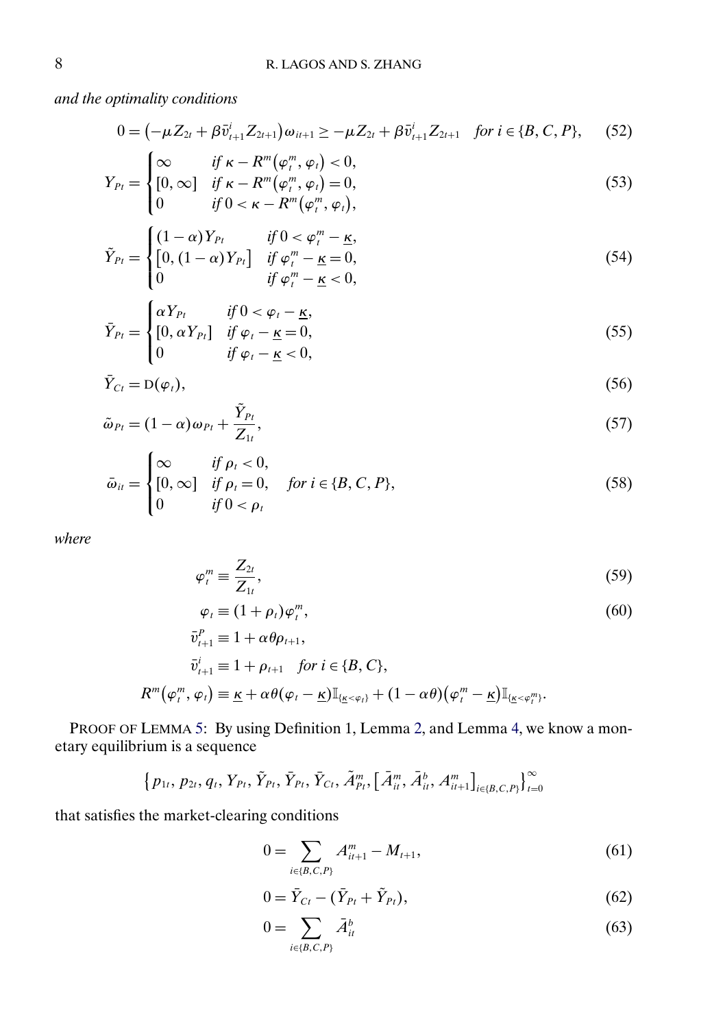*and the optimality conditions*

$$0 = \left(-\mu Z_{2t} + \beta \bar{v}^i_{t+1} Z_{2t+1}\right)\omega_{it+1} \geq -\mu Z_{2t} + \beta \bar{v}^i_{t+1} Z_{2t+1} \quad \text{for } i \in \{B, C, P\}, \tag{52}$$

$$Y_{Pt} = \begin{cases} \infty & \text{if } \kappa - R^m\left(\varphi^m_t, \varphi_t\right) < 0, \\ [0, \infty] & \text{if } \kappa - R^m\left(\varphi^m_t, \varphi_t\right) = 0, \\ 0 & \text{if } 0 < \kappa - R^m\left(\varphi^m_t, \varphi_t\right), \end{cases} \tag{53}$$

$$\tilde{Y}_{Pt} = \begin{cases} (1-\alpha) Y_{Pt} & \text{if } 0 < \varphi^m_t - \underline{\kappa}, \\ \left[0, (1-\alpha) Y_{Pt}\right] & \text{if } \varphi^m_t - \underline{\kappa} = 0, \\ 0 & \text{if } \varphi^m_t - \underline{\kappa} < 0, \end{cases} \tag{54}$$

$$\bar{Y}_{Pt} = \begin{cases} \alpha Y_{Pt} & \text{if } 0 < \varphi_t - \underline{\kappa}, \\ [0, \alpha Y_{Pt}] & \text{if } \varphi_t - \underline{\kappa} = 0, \\ 0 & \text{if } \varphi_t - \underline{\kappa} < 0, \end{cases} \tag{55}$$

$$\bar{Y}_{Ct} = \mathrm{D}(\varphi_t), \tag{56}$$

$$\tilde{\omega}_{Pt} = (1-\alpha)\omega_{Pt} + \frac{\tilde{Y}_{Pt}}{Z_{1t}}, \tag{57}$$

$$\bar{\omega}_{it} = \begin{cases} \infty & \text{if } \rho_t < 0, \\ [0, \infty] & \text{if } \rho_t = 0, \quad \text{for } i \in \{B, C, P\}, \\ 0 & \text{if } 0 < \rho_t \end{cases} \tag{58}$$

*where*

$$\varphi^m_t \equiv \frac{Z_{2t}}{Z_{1t}}, \tag{59}$$

$$\varphi_t \equiv (1+\rho_t)\varphi^m_t, \tag{60}$$

$$\bar{v}^P_{t+1} \equiv 1 + \alpha\theta\rho_{t+1},$$

$$\bar{v}^i_{t+1} \equiv 1 + \rho_{t+1} \quad \text{for } i \in \{B, C\},$$

$$R^m\left(\varphi^m_t, \varphi_t\right) \equiv \underline{\kappa} + \alpha\theta(\varphi_t - \underline{\kappa})\mathbb{I}_{\{\underline{\kappa} < \varphi_t\}} + (1-\alpha\theta)\left(\varphi^m_t - \underline{\kappa}\right)\mathbb{I}_{\{\underline{\kappa} < \varphi^m_t\}}.$$

PROOF OF LEMMA 5: By using Definition 1, Lemma 2, and Lemma 4, we know a monetary equilibrium is a sequence

$$\left\{p_{1t}, p_{2t}, q_t, Y_{Pt}, \tilde{Y}_{Pt}, \bar{Y}_{Pt}, \bar{Y}_{Ct}, \tilde{A}^m_{Pt}, \left[\bar{A}^m_{it}, \bar{A}^b_{it}, A^m_{it+1}\right]_{i \in \{B,C,P\}}\right\}^{\infty}_{t=0}$$

that satisfies the market-clearing conditions

$$0 = \sum_{i \in \{B,C,P\}} A^m_{it+1} - M_{t+1}, \tag{61}$$

$$0 = \bar{Y}_{Ct} - (\bar{Y}_{Pt} + \tilde{Y}_{Pt}), \tag{62}$$

$$0 = \sum_{i \in \{B,C,P\}} \bar{A}^b_{it} \tag{63}$$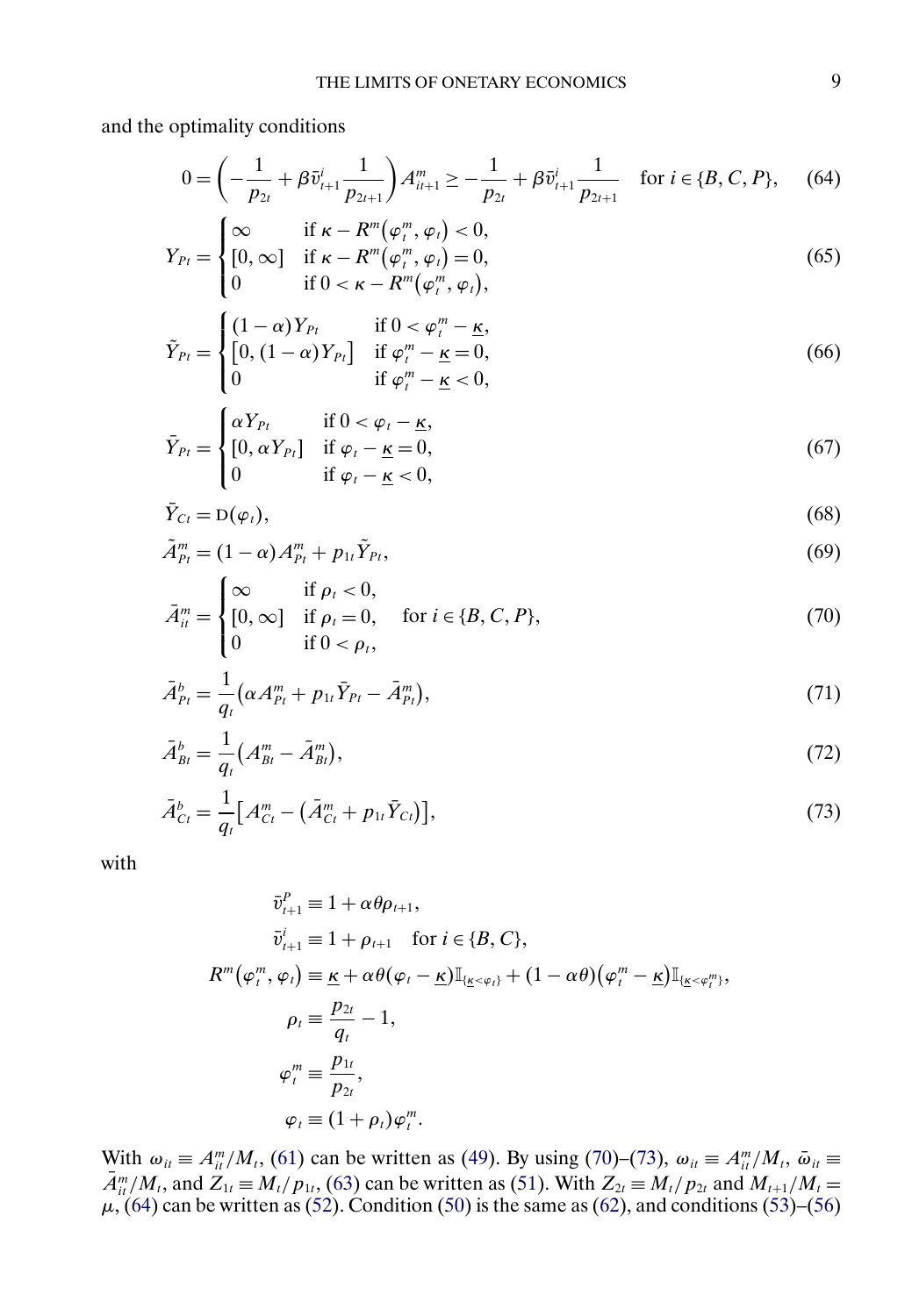and the optimality conditions

$$0 = \left( -\frac{1}{p_{2t}} + \beta \bar{v}_{t+1}^{i} \frac{1}{p_{2t+1}} \right) A_{it+1}^{m} \geq -\frac{1}{p_{2t}} + \beta \bar{v}_{t+1}^{i} \frac{1}{p_{2t+1}} \quad \text{for } i \in \{B, C, P\}, \tag{64}$$

$$Y_{Pt} = \begin{cases} \infty & \text{if } \kappa - R^{m}(\varphi_t^m, \varphi_t) < 0, \\ [0, \infty] & \text{if } \kappa - R^{m}(\varphi_t^m, \varphi_t) = 0, \\ 0 & \text{if } 0 < \kappa - R^{m}(\varphi_t^m, \varphi_t), \end{cases} \tag{65}$$

$$\tilde{Y}_{Pt} = \begin{cases} (1-\alpha) Y_{Pt} & \text{if } 0 < \varphi_t^m - \underline{\kappa}, \\ [0, (1-\alpha) Y_{Pt}] & \text{if } \varphi_t^m - \underline{\kappa} = 0, \\ 0 & \text{if } \varphi_t^m - \underline{\kappa} < 0, \end{cases} \tag{66}$$

$$\bar{Y}_{Pt} = \begin{cases} \alpha Y_{Pt} & \text{if } 0 < \varphi_t - \underline{\kappa}, \\ [0, \alpha Y_{Pt}] & \text{if } \varphi_t - \underline{\kappa} = 0, \\ 0 & \text{if } \varphi_t - \underline{\kappa} < 0, \end{cases} \tag{67}$$

$$\bar{Y}_{Ct} = \mathrm{D}(\varphi_t), \tag{68}$$

$$\tilde{A}_{Pt}^{m} = (1-\alpha) A_{Pt}^{m} + p_{1t} \tilde{Y}_{Pt}, \tag{69}$$

$$\bar{A}_{it}^{m} = \begin{cases} \infty & \text{if } \rho_t < 0, \\ [0, \infty] & \text{if } \rho_t = 0, \\ 0 & \text{if } 0 < \rho_t, \end{cases} \quad \text{for } i \in \{B, C, P\}, \tag{70}$$

$$\bar{A}_{Pt}^{b} = \frac{1}{q_t} \left( \alpha A_{Pt}^{m} + p_{1t} \bar{Y}_{Pt} - \bar{A}_{Pt}^{m} \right), \tag{71}$$

$$\bar{A}_{Bt}^{b} = \frac{1}{q_t} \left( A_{Bt}^{m} - \bar{A}_{Bt}^{m} \right), \tag{72}$$

$$\bar{A}_{Ct}^{b} = \frac{1}{q_t} \left[ A_{Ct}^{m} - \left( \bar{A}_{Ct}^{m} + p_{1t} \bar{Y}_{Ct} \right) \right], \tag{73}$$

with

$$\begin{aligned}
\bar{v}_{t+1}^{P} &\equiv 1 + \alpha \theta \rho_{t+1}, \\
\bar{v}_{t+1}^{i} &\equiv 1 + \rho_{t+1} \quad \text{for } i \in \{B, C\}, \\
R^{m}(\varphi_t^m, \varphi_t) &\equiv \underline{\kappa} + \alpha \theta (\varphi_t - \underline{\kappa}) \mathbb{I}_{\{\underline{\kappa} < \varphi_t\}} + (1 - \alpha \theta)(\varphi_t^m - \underline{\kappa}) \mathbb{I}_{\{\underline{\kappa} < \varphi_t^m\}}, \\
\rho_t &\equiv \frac{p_{2t}}{q_t} - 1, \\
\varphi_t^m &\equiv \frac{p_{1t}}{p_{2t}}, \\
\varphi_t &\equiv (1 + \rho_t) \varphi_t^m.
\end{aligned}$$

With $\omega_{it} \equiv A_{it}^m / M_t$, (61) can be written as (49). By using (70)–(73), $\omega_{it} \equiv A_{it}^m / M_t$, $\bar{\omega}_{it} \equiv \bar{A}_{it}^m / M_t$, and $Z_{1t} \equiv M_t / p_{1t}$, (63) can be written as (51). With $Z_{2t} \equiv M_t / p_{2t}$ and $M_{t+1} / M_t = \mu$, (64) can be written as (52). Condition (50) is the same as (62), and conditions (53)–(56)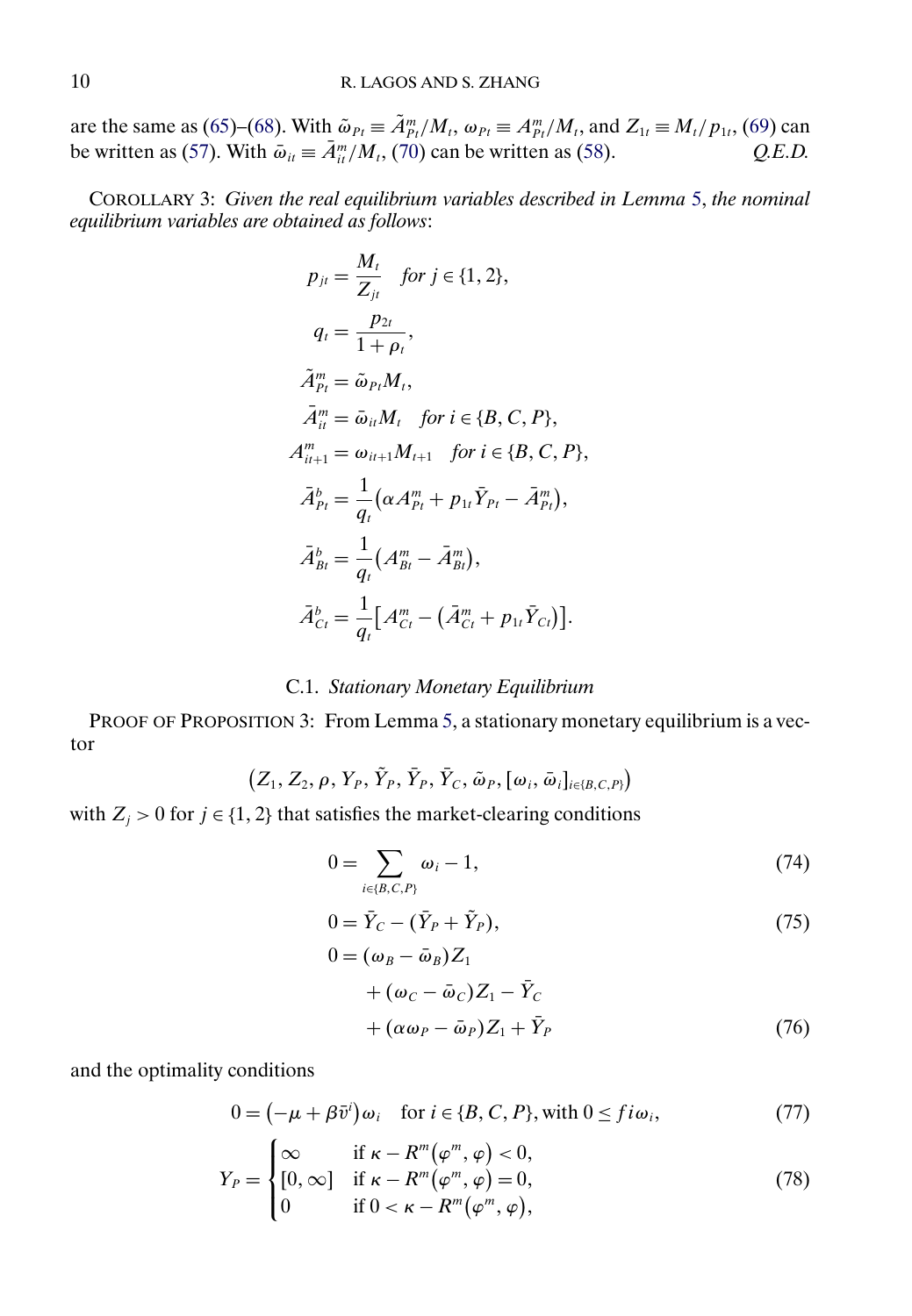are the same as (65)–(68). With $\tilde{\omega}_{Pt} \equiv \tilde{A}^m_{Pt}/M_t$, $\omega_{Pt} \equiv A^m_{Pt}/M_t$, and $Z_{1t} \equiv M_t/p_{1t}$, (69) can be written as (57). With $\bar{\omega}_{it} \equiv \bar{A}^m_{it}/M_t$, (70) can be written as (58). *Q.E.D.*

COROLLARY 3: *Given the real equilibrium variables described in Lemma 5, the nominal equilibrium variables are obtained as follows*:

$$
\begin{aligned}
p_{jt} &= \frac{M_t}{Z_{jt}} \quad \textit{for } j \in \{1, 2\}, \\
q_t &= \frac{p_{2t}}{1+\rho_t}, \\
\tilde{A}^m_{Pt} &= \tilde{\omega}_{Pt} M_t, \\
\bar{A}^m_{it} &= \bar{\omega}_{it} M_t \quad \textit{for } i \in \{B, C, P\}, \\
A^m_{it+1} &= \omega_{it+1} M_{t+1} \quad \textit{for } i \in \{B, C, P\}, \\
\bar{A}^b_{Pt} &= \frac{1}{q_t}\big(\alpha A^m_{Pt} + p_{1t}\bar{Y}_{Pt} - \bar{A}^m_{Pt}\big), \\
\bar{A}^b_{Bt} &= \frac{1}{q_t}\big(A^m_{Bt} - \bar{A}^m_{Bt}\big), \\
\bar{A}^b_{Ct} &= \frac{1}{q_t}\big[A^m_{Ct} - \big(\bar{A}^m_{Ct} + p_{1t}\bar{Y}_{Ct}\big)\big].
\end{aligned}
$$

### C.1. *Stationary Monetary Equilibrium*

PROOF OF PROPOSITION 3: From Lemma 5, a stationary monetary equilibrium is a vector

$$
\big(Z_1, Z_2, \rho, Y_P, \tilde{Y}_P, \bar{Y}_P, \bar{Y}_C, \tilde{\omega}_P, [\omega_i, \bar{\omega}_i]_{i\in\{B,C,P\}}\big)
$$

with $Z_j > 0$ for $j \in \{1, 2\}$ that satisfies the market-clearing conditions

$$
0 = \sum_{i\in\{B,C,P\}} \omega_i - 1, \tag{74}
$$

$$
0 = \bar{Y}_C - (\bar{Y}_P + \tilde{Y}_P), \tag{75}
$$

$$
\begin{aligned}
0 = {} & (\omega_B - \bar{\omega}_B)Z_1 \\
& + (\omega_C - \bar{\omega}_C)Z_1 - \bar{Y}_C \\
& + (\alpha\omega_P - \bar{\omega}_P)Z_1 + \bar{Y}_P
\end{aligned} \tag{76}
$$

and the optimality conditions

$$
0 = \big(-\mu + \beta\bar{v}^i\big)\omega_i \quad \text{for } i \in \{B, C, P\}, \text{with } 0 \le fi\omega_i, \tag{77}
$$

$$
Y_P = \begin{cases} \infty & \text{if } \kappa - R^m\big(\varphi^m, \varphi\big) < 0, \\ [0, \infty] & \text{if } \kappa - R^m\big(\varphi^m, \varphi\big) = 0, \\ 0 & \text{if } 0 < \kappa - R^m\big(\varphi^m, \varphi\big), \end{cases} \tag{78}
$$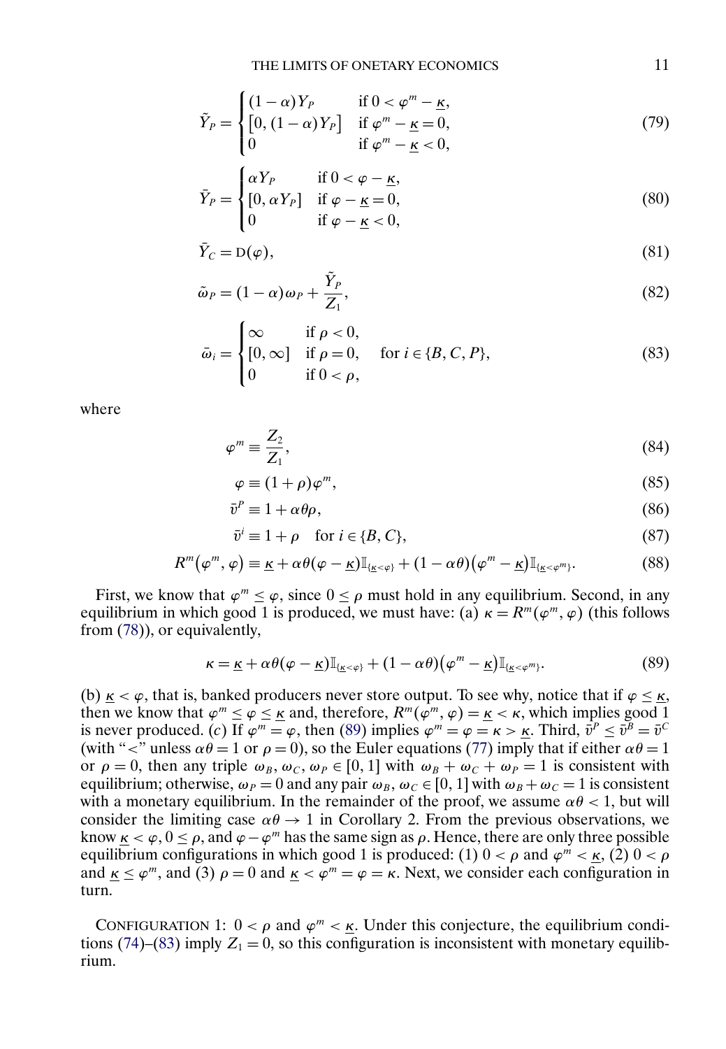$$
\tilde{Y}_P = \begin{cases} (1-\alpha)Y_P & \text{if } 0 < \varphi^m - \underline{\kappa}, \\ \left[0, (1-\alpha)Y_P\right] & \text{if } \varphi^m - \underline{\kappa} = 0, \\ 0 & \text{if } \varphi^m - \underline{\kappa} < 0, \end{cases} \tag{79}
$$

$$
\bar{Y}_P = \begin{cases} \alpha Y_P & \text{if } 0 < \varphi - \underline{\kappa}, \\ \left[0, \alpha Y_P\right] & \text{if } \varphi - \underline{\kappa} = 0, \\ 0 & \text{if } \varphi - \underline{\kappa} < 0, \end{cases} \tag{80}
$$

$$
\bar{Y}_C = \mathrm{D}(\varphi), \tag{81}
$$

$$
\tilde{\omega}_P = (1-\alpha)\omega_P + \frac{\tilde{Y}_P}{Z_1}, \tag{82}
$$

$$
\bar{\omega}_i = \begin{cases} \infty & \text{if } \rho < 0, \\ [0, \infty] & \text{if } \rho = 0, \\ 0 & \text{if } 0 < \rho, \end{cases} \quad \text{for } i \in \{B, C, P\}, \tag{83}
$$

where

$$
\varphi^m \equiv \frac{Z_2}{Z_1}, \tag{84}
$$

$$
\varphi \equiv (1+\rho)\varphi^m, \tag{85}
$$

$$
\bar{v}^P \equiv 1 + \alpha\theta\rho, \tag{86}
$$

$$
\bar{v}^i \equiv 1 + \rho \quad \text{for } i \in \{B, C\}, \tag{87}
$$

$$
R^m(\varphi^m, \varphi) \equiv \underline{\kappa} + \alpha\theta(\varphi - \underline{\kappa})\mathbb{I}_{\{\underline{\kappa}<\varphi\}} + (1-\alpha\theta)(\varphi^m - \underline{\kappa})\mathbb{I}_{\{\underline{\kappa}<\varphi^m\}}. \tag{88}
$$

First, we know that $\varphi^m \leq \varphi$, since $0 \leq \rho$ must hold in any equilibrium. Second, in any equilibrium in which good 1 is produced, we must have: (a) $\kappa = R^m(\varphi^m, \varphi)$ (this follows from (78)), or equivalently,

$$
\kappa = \underline{\kappa} + \alpha\theta(\varphi - \underline{\kappa})\mathbb{I}_{\{\underline{\kappa}<\varphi\}} + (1-\alpha\theta)(\varphi^m - \underline{\kappa})\mathbb{I}_{\{\underline{\kappa}<\varphi^m\}}. \tag{89}
$$

(b) $\underline{\kappa} < \varphi$, that is, banked producers never store output. To see why, notice that if $\varphi \leq \underline{\kappa}$, then we know that $\varphi^m \leq \varphi \leq \underline{\kappa}$ and, therefore, $R^m(\varphi^m, \varphi) = \underline{\kappa} < \kappa$, which implies good 1 is never produced. (c) If $\varphi^m = \varphi$, then (89) implies $\varphi^m = \varphi = \kappa > \underline{\kappa}$. Third, $\bar{v}^P \leq \bar{v}^B = \bar{v}^C$ (with "<" unless $\alpha\theta = 1$ or $\rho = 0$), so the Euler equations (77) imply that if either $\alpha\theta = 1$ or $\rho = 0$, then any triple $\omega_B, \omega_C, \omega_P \in [0, 1]$ with $\omega_B + \omega_C + \omega_P = 1$ is consistent with equilibrium; otherwise, $\omega_P = 0$ and any pair $\omega_B, \omega_C \in [0, 1]$ with $\omega_B + \omega_C = 1$ is consistent with a monetary equilibrium. In the remainder of the proof, we assume $\alpha\theta < 1$, but will consider the limiting case $\alpha\theta \to 1$ in Corollary 2. From the previous observations, we know $\underline{\kappa} < \varphi$, $0 \leq \rho$, and $\varphi - \varphi^m$ has the same sign as $\rho$. Hence, there are only three possible equilibrium configurations in which good 1 is produced: (1) $0 < \rho$ and $\varphi^m < \underline{\kappa}$, (2) $0 < \rho$ and $\underline{\kappa} \leq \varphi^m$, and (3) $\rho = 0$ and $\underline{\kappa} < \varphi^m = \varphi = \kappa$. Next, we consider each configuration in turn.

CONFIGURATION 1: $0 < \rho$ and $\varphi^m < \underline{\kappa}$. Under this conjecture, the equilibrium conditions (74)–(83) imply $Z_1 = 0$, so this configuration is inconsistent with monetary equilibrium.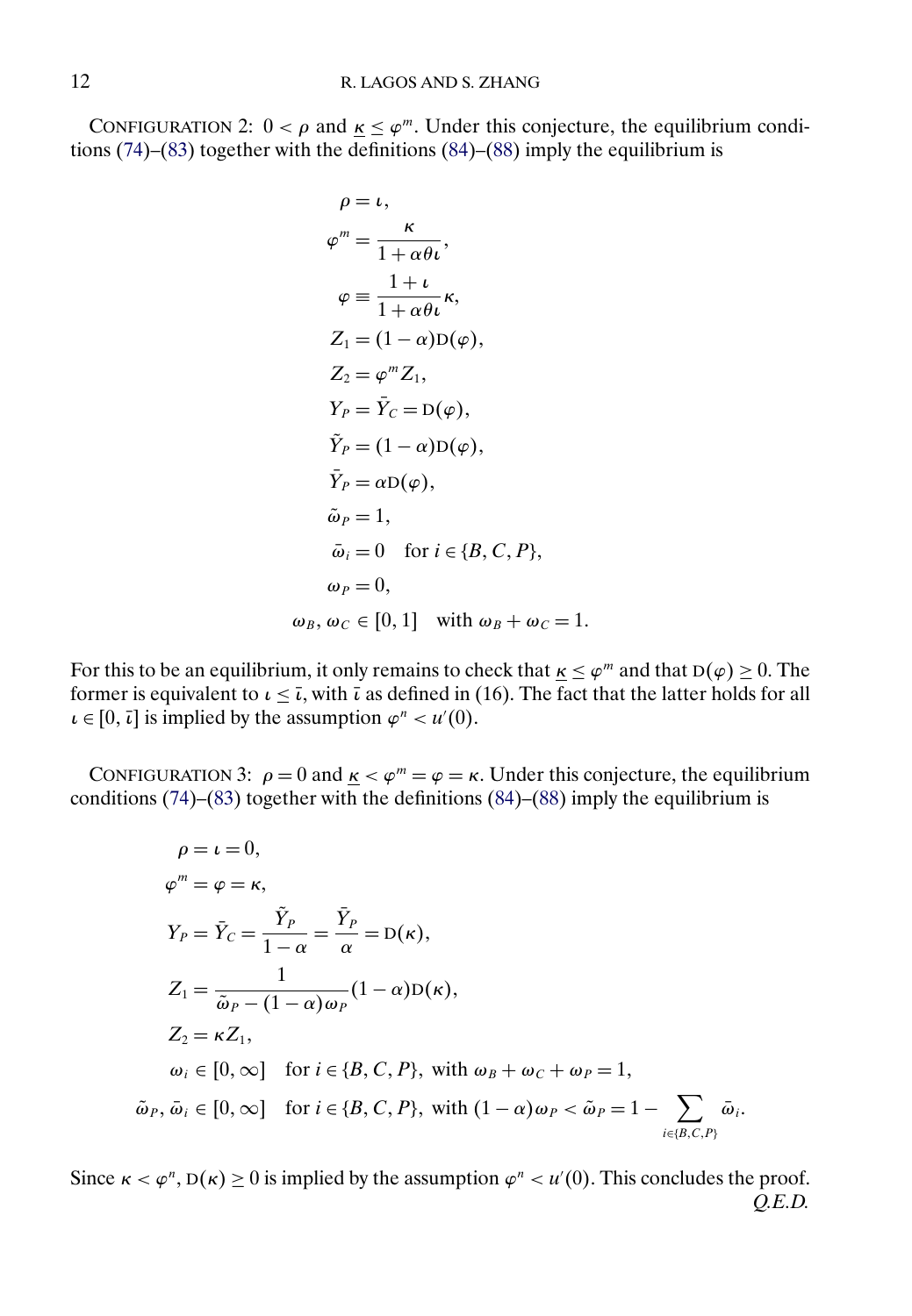CONFIGURATION 2: $0 < \rho$ and $\underline{\kappa} \leq \varphi^m$. Under this conjecture, the equilibrium conditions (74)–(83) together with the definitions (84)–(88) imply the equilibrium is

$$
\begin{aligned}
\rho &= \iota, \\
\varphi^m &= \frac{\kappa}{1+\alpha\theta\iota}, \\
\varphi &\equiv \frac{1+\iota}{1+\alpha\theta\iota}\kappa, \\
Z_1 &= (1-\alpha)\mathrm{D}(\varphi), \\
Z_2 &= \varphi^m Z_1, \\
Y_P &= \bar{Y}_C = \mathrm{D}(\varphi), \\
\tilde{Y}_P &= (1-\alpha)\mathrm{D}(\varphi), \\
\bar{Y}_P &= \alpha \mathrm{D}(\varphi), \\
\tilde{\omega}_P &= 1, \\
\bar{\omega}_i &= 0 \quad \text{for } i \in \{B, C, P\}, \\
\omega_P &= 0, \\
\omega_B, \omega_C &\in [0,1] \quad \text{with } \omega_B + \omega_C = 1.
\end{aligned}
$$

For this to be an equilibrium, it only remains to check that $\underline{\kappa} \leq \varphi^m$ and that $\mathrm{D}(\varphi) \geq 0$. The former is equivalent to $\iota \leq \bar{\iota}$, with $\bar{\iota}$ as defined in (16). The fact that the latter holds for all $\iota \in [0, \bar{\iota}]$ is implied by the assumption $\varphi^n < u'(0)$.

CONFIGURATION 3: $\rho = 0$ and $\underline{\kappa} < \varphi^m = \varphi = \kappa$. Under this conjecture, the equilibrium conditions (74)–(83) together with the definitions (84)–(88) imply the equilibrium is

$$
\begin{aligned}
\rho &= \iota = 0, \\
\varphi^m &= \varphi = \kappa, \\
Y_P &= \bar{Y}_C = \frac{\tilde{Y}_P}{1-\alpha} = \frac{\bar{Y}_P}{\alpha} = \mathrm{D}(\kappa), \\
Z_1 &= \frac{1}{\tilde{\omega}_P - (1-\alpha)\omega_P}(1-\alpha)\mathrm{D}(\kappa), \\
Z_2 &= \kappa Z_1, \\
\omega_i &\in [0,\infty] \quad \text{for } i \in \{B, C, P\}, \text{ with } \omega_B + \omega_C + \omega_P = 1, \\
\tilde{\omega}_P, \bar{\omega}_i &\in [0,\infty] \quad \text{for } i \in \{B, C, P\}, \text{ with } (1-\alpha)\omega_P < \tilde{\omega}_P = 1 - \sum_{i \in \{B,C,P\}} \bar{\omega}_i.
\end{aligned}
$$

Since $\kappa < \varphi^n$, $\mathrm{D}(\kappa) \geq 0$ is implied by the assumption $\varphi^n < u'(0)$. This concludes the proof. *Q.E.D.*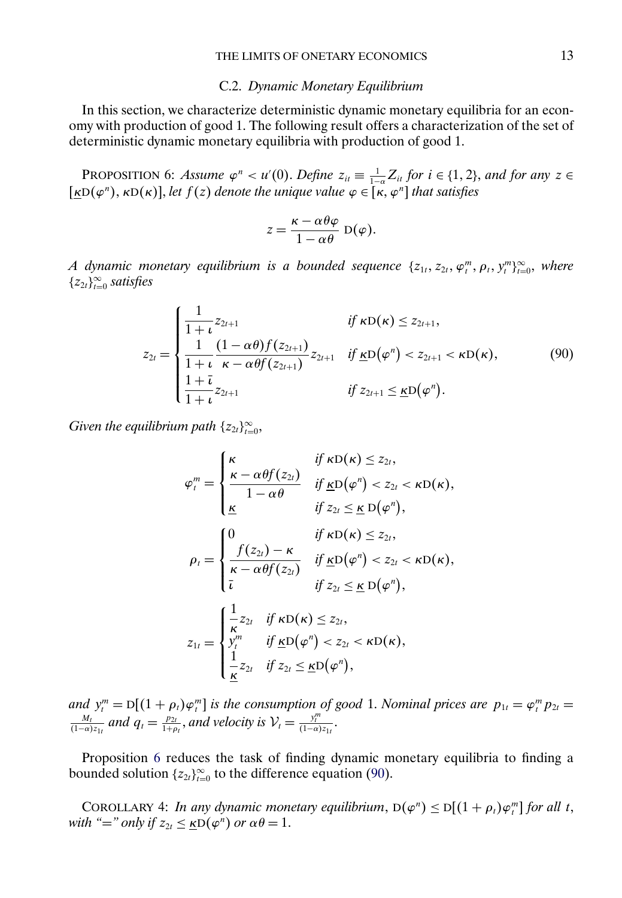## C.2. *Dynamic Monetary Equilibrium*

In this section, we characterize deterministic dynamic monetary equilibria for an economy with production of good 1. The following result offers a characterization of the set of deterministic dynamic monetary equilibria with production of good 1.

PROPOSITION 6: *Assume $\varphi^n < u'(0)$. Define $z_{it} \equiv \frac{1}{1-\alpha} Z_{it}$ for $i \in \{1, 2\}$, and for any $z \in [\underline{\kappa}\mathrm{D}(\varphi^n), \kappa\mathrm{D}(\kappa)]$, let $f(z)$ denote the unique value $\varphi \in [\kappa, \varphi^n]$ that satisfies*

$$z = \frac{\kappa - \alpha\theta\varphi}{1-\alpha\theta}\,\mathrm{D}(\varphi).$$

*A dynamic monetary equilibrium is a bounded sequence $\{z_{1t}, z_{2t}, \varphi_t^m, \rho_t, y_t^m\}_{t=0}^{\infty}$, where $\{z_{2t}\}_{t=0}^{\infty}$ satisfies*

$$z_{2t} = \begin{cases} \dfrac{1}{1+\iota} z_{2t+1} & \text{if } \kappa\mathrm{D}(\kappa) \le z_{2t+1}, \\ \dfrac{1}{1+\iota}\dfrac{(1-\alpha\theta) f(z_{2t+1})}{\kappa - \alpha\theta f(z_{2t+1})} z_{2t+1} & \text{if } \underline{\kappa}\mathrm{D}(\varphi^n) < z_{2t+1} < \kappa\mathrm{D}(\kappa), \\ \dfrac{1+\bar{\iota}}{1+\iota} z_{2t+1} & \text{if } z_{2t+1} \le \underline{\kappa}\mathrm{D}(\varphi^n). \end{cases} \tag{90}$$

*Given the equilibrium path $\{z_{2t}\}_{t=0}^{\infty}$,*

$$\varphi_t^m = \begin{cases} \kappa & \text{if } \kappa\mathrm{D}(\kappa) \le z_{2t}, \\ \dfrac{\kappa - \alpha\theta f(z_{2t})}{1-\alpha\theta} & \text{if } \underline{\kappa}\mathrm{D}(\varphi^n) < z_{2t} < \kappa\mathrm{D}(\kappa), \\ \underline{\kappa} & \text{if } z_{2t} \le \underline{\kappa}\,\mathrm{D}(\varphi^n), \end{cases}$$

$$\rho_t = \begin{cases} 0 & \text{if } \kappa\mathrm{D}(\kappa) \le z_{2t}, \\ \dfrac{f(z_{2t}) - \kappa}{\kappa - \alpha\theta f(z_{2t})} & \text{if } \underline{\kappa}\mathrm{D}(\varphi^n) < z_{2t} < \kappa\mathrm{D}(\kappa), \\ \bar{\iota} & \text{if } z_{2t} \le \underline{\kappa}\,\mathrm{D}(\varphi^n), \end{cases}$$

$$z_{1t} = \begin{cases} \dfrac{1}{\kappa} z_{2t} & \text{if } \kappa\mathrm{D}(\kappa) \le z_{2t}, \\ y_t^m & \text{if } \underline{\kappa}\mathrm{D}(\varphi^n) < z_{2t} < \kappa\mathrm{D}(\kappa), \\ \dfrac{1}{\underline{\kappa}} z_{2t} & \text{if } z_{2t} \le \underline{\kappa}\mathrm{D}(\varphi^n), \end{cases}$$

*and $y_t^m = \mathrm{D}[(1+\rho_t)\varphi_t^m]$ is the consumption of good 1. Nominal prices are $p_{1t} = \varphi_t^m p_{2t} = \frac{M_t}{(1-\alpha)z_{1t}}$ and $q_t = \frac{p_{2t}}{1+\rho_t}$, and velocity is $\mathcal{V}_t = \frac{y_t^m}{(1-\alpha)z_{1t}}$.*

Proposition 6 reduces the task of finding dynamic monetary equilibria to finding a bounded solution $\{z_{2t}\}_{t=0}^{\infty}$ to the difference equation (90).

COROLLARY 4: *In any dynamic monetary equilibrium, $\mathrm{D}(\varphi^n) \le \mathrm{D}[(1+\rho_t)\varphi_t^m]$ for all $t$, with "=" only if $z_{2t} \le \underline{\kappa}\mathrm{D}(\varphi^n)$ or $\alpha\theta = 1$.*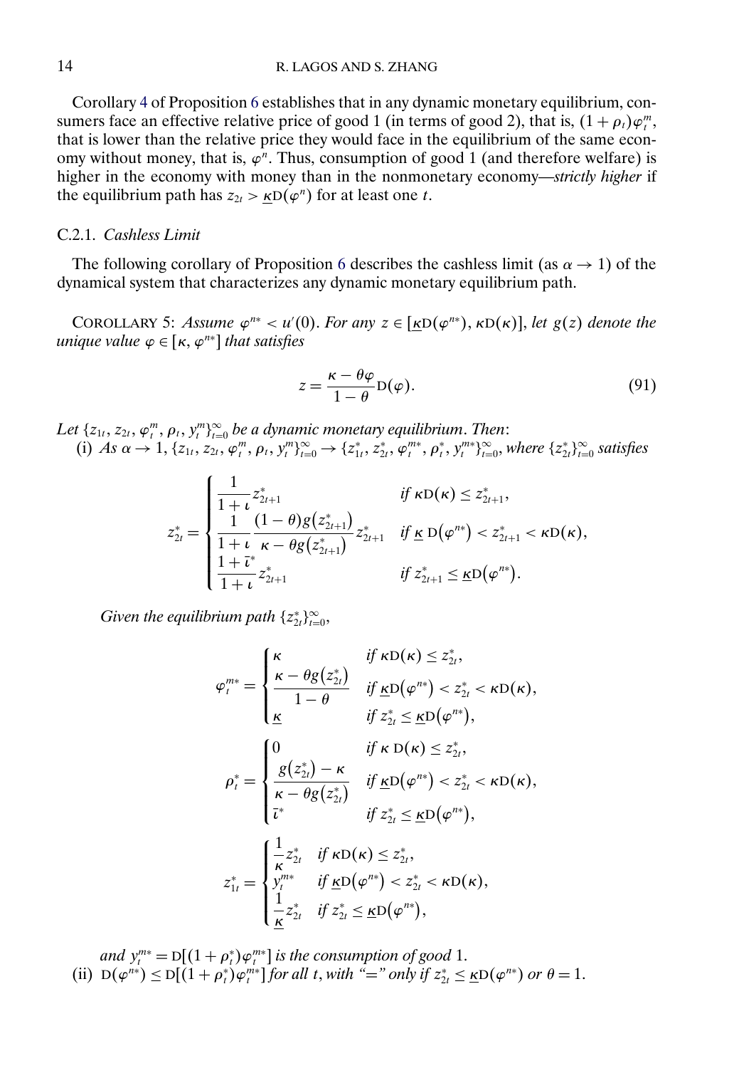Corollary 4 of Proposition 6 establishes that in any dynamic monetary equilibrium, consumers face an effective relative price of good 1 (in terms of good 2), that is, $(1+\rho_t)\varphi_t^m$, that is lower than the relative price they would face in the equilibrium of the same economy without money, that is, $\varphi^n$. Thus, consumption of good 1 (and therefore welfare) is higher in the economy with money than in the nonmonetary economy—*strictly higher* if the equilibrium path has $z_{2t} > \underline{\kappa}\mathrm{D}(\varphi^n)$ for at least one $t$.

### C.2.1. *Cashless Limit*

The following corollary of Proposition 6 describes the cashless limit (as $\alpha \to 1$) of the dynamical system that characterizes any dynamic monetary equilibrium path.

COROLLARY 5: *Assume $\varphi^{n*} < u'(0)$. For any $z \in [\underline{\kappa}\mathrm{D}(\varphi^{n*}), \kappa\mathrm{D}(\kappa)]$, let $g(z)$ denote the unique value $\varphi \in [\kappa, \varphi^{n*}]$ that satisfies*

$$z = \frac{\kappa - \theta\varphi}{1-\theta}\mathrm{D}(\varphi). \tag{91}$$

*Let $\{z_{1t}, z_{2t}, \varphi_t^m, \rho_t, y_t^m\}_{t=0}^{\infty}$ be a dynamic monetary equilibrium. Then*:

(i) *As $\alpha \to 1$, $\{z_{1t}, z_{2t}, \varphi_t^m, \rho_t, y_t^m\}_{t=0}^{\infty} \to \{z_{1t}^*, z_{2t}^*, \varphi_t^{m*}, \rho_t^*, y_t^{m*}\}_{t=0}^{\infty}$, where $\{z_{2t}^*\}_{t=0}^{\infty}$ satisfies*

$$z_{2t}^* = \begin{cases} \dfrac{1}{1+\iota} z_{2t+1}^* & \text{if } \kappa\mathrm{D}(\kappa) \le z_{2t+1}^*, \\[2ex] \dfrac{1}{1+\iota}\dfrac{(1-\theta)g(z_{2t+1}^*)}{\kappa - \theta g(z_{2t+1}^*)} z_{2t+1}^* & \text{if } \underline{\kappa}\,\mathrm{D}(\varphi^{n*}) < z_{2t+1}^* < \kappa\mathrm{D}(\kappa), \\[2ex] \dfrac{1+\bar{\iota}^*}{1+\iota} z_{2t+1}^* & \text{if } z_{2t+1}^* \le \underline{\kappa}\mathrm{D}(\varphi^{n*}). \end{cases}$$

*Given the equilibrium path $\{z_{2t}^*\}_{t=0}^{\infty}$,*

$$\varphi_t^{m*} = \begin{cases} \kappa & \text{if } \kappa\mathrm{D}(\kappa) \le z_{2t}^*, \\[1ex] \dfrac{\kappa - \theta g(z_{2t}^*)}{1-\theta} & \text{if } \underline{\kappa}\mathrm{D}(\varphi^{n*}) < z_{2t}^* < \kappa\mathrm{D}(\kappa), \\[1ex] \underline{\kappa} & \text{if } z_{2t}^* \le \underline{\kappa}\mathrm{D}(\varphi^{n*}), \end{cases}$$

$$\rho_t^* = \begin{cases} 0 & \text{if } \kappa\,\mathrm{D}(\kappa) \le z_{2t}^*, \\[1ex] \dfrac{g(z_{2t}^*) - \kappa}{\kappa - \theta g(z_{2t}^*)} & \text{if } \underline{\kappa}\mathrm{D}(\varphi^{n*}) < z_{2t}^* < \kappa\mathrm{D}(\kappa), \\[1ex] \bar{\iota}^* & \text{if } z_{2t}^* \le \underline{\kappa}\mathrm{D}(\varphi^{n*}), \end{cases}$$

$$z_{1t}^* = \begin{cases} \dfrac{1}{\kappa} z_{2t}^* & \text{if } \kappa\mathrm{D}(\kappa) \le z_{2t}^*, \\[1ex] y_t^{m*} & \text{if } \underline{\kappa}\mathrm{D}(\varphi^{n*}) < z_{2t}^* < \kappa\mathrm{D}(\kappa), \\[1ex] \dfrac{1}{\underline{\kappa}} z_{2t}^* & \text{if } z_{2t}^* \le \underline{\kappa}\mathrm{D}(\varphi^{n*}), \end{cases}$$

*and $y_t^{m*} = \mathrm{D}[(1+\rho_t^*)\varphi_t^{m*}]$ is the consumption of good 1.*

(ii) *$\mathrm{D}(\varphi^{n*}) \le \mathrm{D}[(1+\rho_t^*)\varphi_t^{m*}]$ for all $t$, with "$=$" only if $z_{2t}^* \le \underline{\kappa}\mathrm{D}(\varphi^{n*})$ or $\theta = 1$.*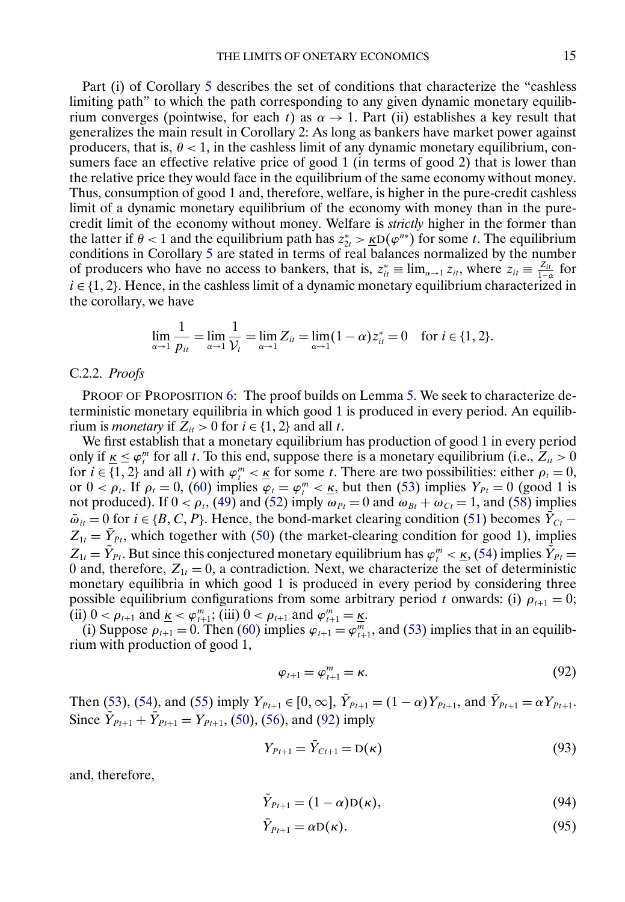Part (i) of Corollary 5 describes the set of conditions that characterize the "cashless limiting path" to which the path corresponding to any given dynamic monetary equilibrium converges (pointwise, for each $t$) as $\alpha \to 1$. Part (ii) establishes a key result that generalizes the main result in Corollary 2: As long as bankers have market power against producers, that is, $\theta < 1$, in the cashless limit of any dynamic monetary equilibrium, consumers face an effective relative price of good 1 (in terms of good 2) that is lower than the relative price they would face in the equilibrium of the same economy without money. Thus, consumption of good 1 and, therefore, welfare, is higher in the pure-credit cashless limit of a dynamic monetary equilibrium of the economy with money than in the pure-credit limit of the economy without money. Welfare is *strictly* higher in the former than the latter if $\theta < 1$ and the equilibrium path has $z_{2t}^* > \underline{\kappa}\mathrm{D}(\varphi^{n*})$ for some $t$. The equilibrium conditions in Corollary 5 are stated in terms of real balances normalized by the number of producers who have no access to bankers, that is, $z_{it}^* \equiv \lim_{\alpha \to 1} z_{it}$, where $z_{it} \equiv \frac{Z_{it}}{1-\alpha}$ for $i \in \{1, 2\}$. Hence, in the cashless limit of a dynamic monetary equilibrium characterized in the corollary, we have

$$\lim_{\alpha \to 1} \frac{1}{p_{it}} = \lim_{\alpha \to 1} \frac{1}{\mathcal{V}_t} = \lim_{\alpha \to 1} Z_{it} = \lim_{\alpha \to 1} (1-\alpha) z_{it}^* = 0 \quad \text{for } i \in \{1, 2\}.$$

### C.2.2. *Proofs*

PROOF OF PROPOSITION 6: The proof builds on Lemma 5. We seek to characterize deterministic monetary equilibria in which good 1 is produced in every period. An equilibrium is *monetary* if $Z_{it} > 0$ for $i \in \{1, 2\}$ and all $t$.

We first establish that a monetary equilibrium has production of good 1 in every period only if $\underline{\kappa} \le \varphi_t^m$ for all $t$. To this end, suppose there is a monetary equilibrium (i.e., $Z_{it} > 0$ for $i \in \{1, 2\}$ and all $t$) with $\varphi_t^m < \underline{\kappa}$ for some $t$. There are two possibilities: either $\rho_t = 0$, or $0 < \rho_t$. If $\rho_t = 0$, (60) implies $\varphi_t = \varphi_t^m < \underline{\kappa}$, but then (53) implies $Y_{Pt} = 0$ (good 1 is not produced). If $0 < \rho_t$, (49) and (52) imply $\omega_{Pt} = 0$ and $\omega_{Bt} + \omega_{Ct} = 1$, and (58) implies $\bar{\omega}_{it} = 0$ for $i \in \{B, C, P\}$. Hence, the bond-market clearing condition (51) becomes $\bar{Y}_{Ct} - Z_{1t} = \bar{Y}_{Pt}$, which together with (50) (the market-clearing condition for good 1), implies $Z_{1t} = \tilde{Y}_{Pt}$. But since this conjectured monetary equilibrium has $\varphi_t^m < \underline{\kappa}$, (54) implies $\tilde{Y}_{Pt} = 0$ and, therefore, $Z_{1t} = 0$, a contradiction. Next, we characterize the set of deterministic monetary equilibria in which good 1 is produced in every period by considering three possible equilibrium configurations from some arbitrary period $t$ onwards: (i) $\rho_{t+1} = 0$; (ii) $0 < \rho_{t+1}$ and $\underline{\kappa} < \varphi_{t+1}^m$; (iii) $0 < \rho_{t+1}$ and $\varphi_{t+1}^m = \underline{\kappa}$.

(i) Suppose $\rho_{t+1} = 0$. Then (60) implies $\varphi_{t+1} = \varphi_{t+1}^m$, and (53) implies that in an equilibrium with production of good 1,

$$\varphi_{t+1} = \varphi_{t+1}^m = \kappa. \tag{92}$$

Then (53), (54), and (55) imply $Y_{Pt+1} \in [0, \infty]$, $\tilde{Y}_{Pt+1} = (1-\alpha)Y_{Pt+1}$, and $\bar{Y}_{Pt+1} = \alpha Y_{Pt+1}$. Since $\tilde{Y}_{Pt+1} + \bar{Y}_{Pt+1} = Y_{Pt+1}$, (50), (56), and (92) imply

$$Y_{Pt+1} = \bar{Y}_{Ct+1} = \mathrm{D}(\kappa) \tag{93}$$

and, therefore,

$$\tilde{Y}_{Pt+1} = (1-\alpha)\mathrm{D}(\kappa), \tag{94}$$

$$\bar{Y}_{Pt+1} = \alpha\mathrm{D}(\kappa). \tag{95}$$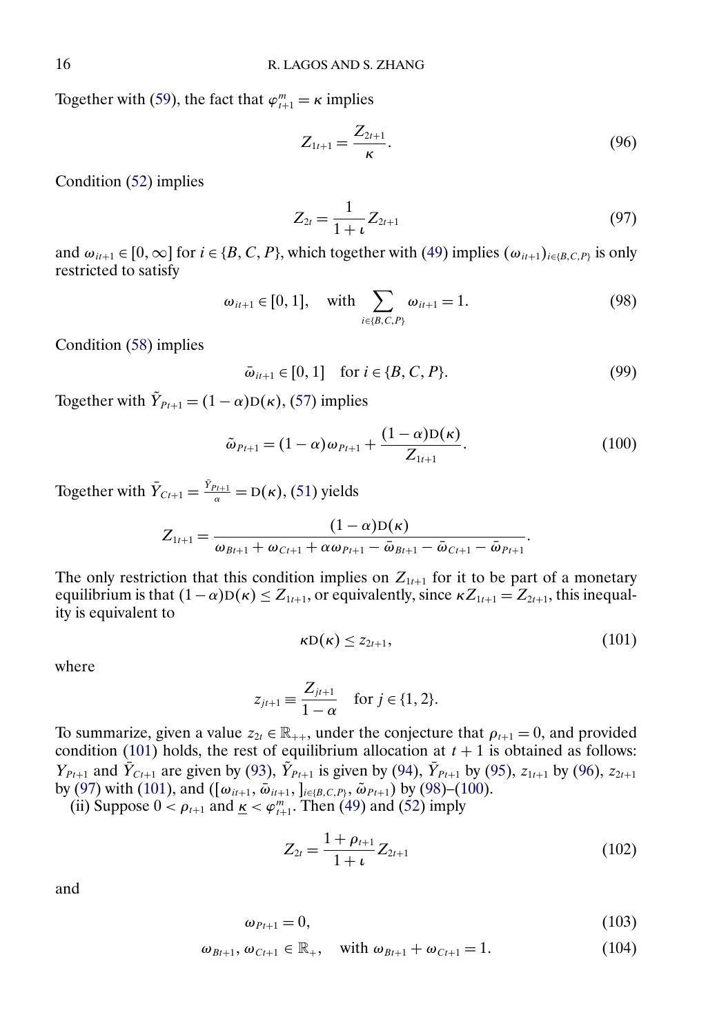Together with (59), the fact that $\varphi^m_{t+1} = \kappa$ implies

$$Z_{1t+1} = \frac{Z_{2t+1}}{\kappa}. \tag{96}$$

Condition (52) implies

$$Z_{2t} = \frac{1}{1+\iota} Z_{2t+1} \tag{97}$$

and $\omega_{it+1} \in [0, \infty]$ for $i \in \{B, C, P\}$, which together with (49) implies $(\omega_{it+1})_{i\in\{B,C,P\}}$ is only restricted to satisfy

$$\omega_{it+1} \in [0, 1], \quad \text{with} \sum_{i\in\{B,C,P\}} \omega_{it+1} = 1. \tag{98}$$

Condition (58) implies

$$\bar{\omega}_{it+1} \in [0, 1] \quad \text{for } i \in \{B, C, P\}. \tag{99}$$

Together with $\tilde{Y}_{Pt+1} = (1-\alpha)\mathrm{D}(\kappa)$, (57) implies

$$\tilde{\omega}_{Pt+1} = (1-\alpha)\omega_{Pt+1} + \frac{(1-\alpha)\mathrm{D}(\kappa)}{Z_{1t+1}}. \tag{100}$$

Together with $\bar{Y}_{Ct+1} = \frac{\bar{Y}_{Pt+1}}{\alpha} = \mathrm{D}(\kappa)$, (51) yields

$$Z_{1t+1} = \frac{(1-\alpha)\mathrm{D}(\kappa)}{\omega_{Bt+1} + \omega_{Ct+1} + \alpha\omega_{Pt+1} - \bar{\omega}_{Bt+1} - \bar{\omega}_{Ct+1} - \bar{\omega}_{Pt+1}}.$$

The only restriction that this condition implies on $Z_{1t+1}$ for it to be part of a monetary equilibrium is that $(1-\alpha)\mathrm{D}(\kappa) \le Z_{1t+1}$, or equivalently, since $\kappa Z_{1t+1} = Z_{2t+1}$, this inequality is equivalent to

$$\kappa \mathrm{D}(\kappa) \le z_{2t+1}, \tag{101}$$

where

$$z_{jt+1} \equiv \frac{Z_{jt+1}}{1-\alpha} \quad \text{for } j \in \{1, 2\}.$$

To summarize, given a value $z_{2t} \in \mathbb{R}_{++}$, under the conjecture that $\rho_{t+1} = 0$, and provided condition (101) holds, the rest of equilibrium allocation at $t+1$ is obtained as follows: $Y_{Pt+1}$ and $\bar{Y}_{Ct+1}$ are given by (93), $\tilde{Y}_{Pt+1}$ is given by (94), $\bar{Y}_{Pt+1}$ by (95), $z_{1t+1}$ by (96), $z_{2t+1}$ by (97) with (101), and $([\omega_{it+1}, \bar{\omega}_{it+1},]_{i\in\{B,C,P\}}, \tilde{\omega}_{Pt+1})$ by (98)–(100).

(ii) Suppose $0 < \rho_{t+1}$ and $\underline{\kappa} < \varphi^m_{t+1}$. Then (49) and (52) imply

$$Z_{2t} = \frac{1+\rho_{t+1}}{1+\iota} Z_{2t+1} \tag{102}$$

and

$$\omega_{Pt+1} = 0, \tag{103}$$

$$\omega_{Bt+1}, \omega_{Ct+1} \in \mathbb{R}_+, \quad \text{with } \omega_{Bt+1} + \omega_{Ct+1} = 1. \tag{104}$$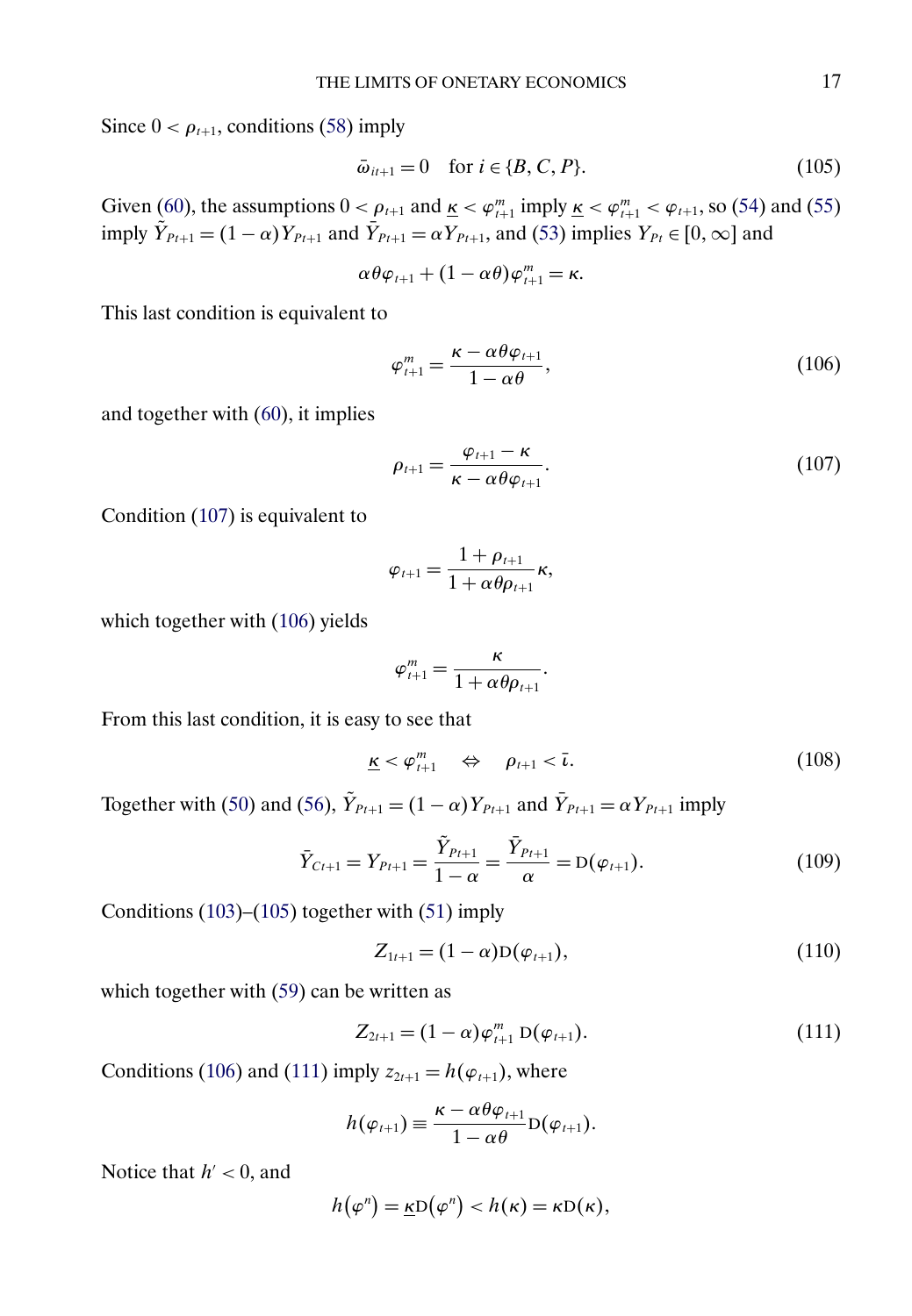Since $0 < \rho_{t+1}$, conditions (58) imply

$$\bar{\omega}_{it+1} = 0 \quad \text{for } i \in \{B, C, P\}. \tag{105}$$

Given (60), the assumptions $0 < \rho_{t+1}$ and $\underline{\kappa} < \varphi^m_{t+1}$ imply $\underline{\kappa} < \varphi^m_{t+1} < \varphi_{t+1}$, so (54) and (55) imply $\tilde{Y}_{Pt+1} = (1-\alpha)Y_{Pt+1}$ and $\bar{Y}_{Pt+1} = \alpha Y_{Pt+1}$, and (53) implies $Y_{P_t} \in [0, \infty]$ and

$$\alpha\theta\varphi_{t+1} + (1-\alpha\theta)\varphi^m_{t+1} = \kappa.$$

This last condition is equivalent to

$$\varphi^m_{t+1} = \frac{\kappa - \alpha\theta\varphi_{t+1}}{1-\alpha\theta}, \tag{106}$$

and together with (60), it implies

$$\rho_{t+1} = \frac{\varphi_{t+1} - \kappa}{\kappa - \alpha\theta\varphi_{t+1}}. \tag{107}$$

Condition (107) is equivalent to

$$\varphi_{t+1} = \frac{1+\rho_{t+1}}{1+\alpha\theta\rho_{t+1}}\kappa,$$

which together with (106) yields

$$\varphi^m_{t+1} = \frac{\kappa}{1+\alpha\theta\rho_{t+1}}.$$

From this last condition, it is easy to see that

$$\underline{\kappa} < \varphi^m_{t+1} \quad \Leftrightarrow \quad \rho_{t+1} < \bar{\iota}. \tag{108}$$

Together with (50) and (56), $\tilde{Y}_{Pt+1} = (1-\alpha)Y_{Pt+1}$ and $\bar{Y}_{Pt+1} = \alpha Y_{Pt+1}$ imply

$$\bar{Y}_{Ct+1} = Y_{Pt+1} = \frac{\tilde{Y}_{Pt+1}}{1-\alpha} = \frac{\bar{Y}_{Pt+1}}{\alpha} = \mathrm{D}(\varphi_{t+1}). \tag{109}$$

Conditions (103)–(105) together with (51) imply

$$Z_{1t+1} = (1-\alpha)\mathrm{D}(\varphi_{t+1}), \tag{110}$$

which together with (59) can be written as

$$Z_{2t+1} = (1-\alpha)\varphi^m_{t+1}\,\mathrm{D}(\varphi_{t+1}). \tag{111}$$

Conditions (106) and (111) imply $z_{2t+1} = h(\varphi_{t+1})$, where

$$h(\varphi_{t+1}) \equiv \frac{\kappa - \alpha\theta\varphi_{t+1}}{1-\alpha\theta}\mathrm{D}(\varphi_{t+1}).$$

Notice that $h' < 0$, and

$$h(\varphi^n) = \underline{\kappa}\mathrm{D}(\varphi^n) < h(\kappa) = \kappa\mathrm{D}(\kappa),$$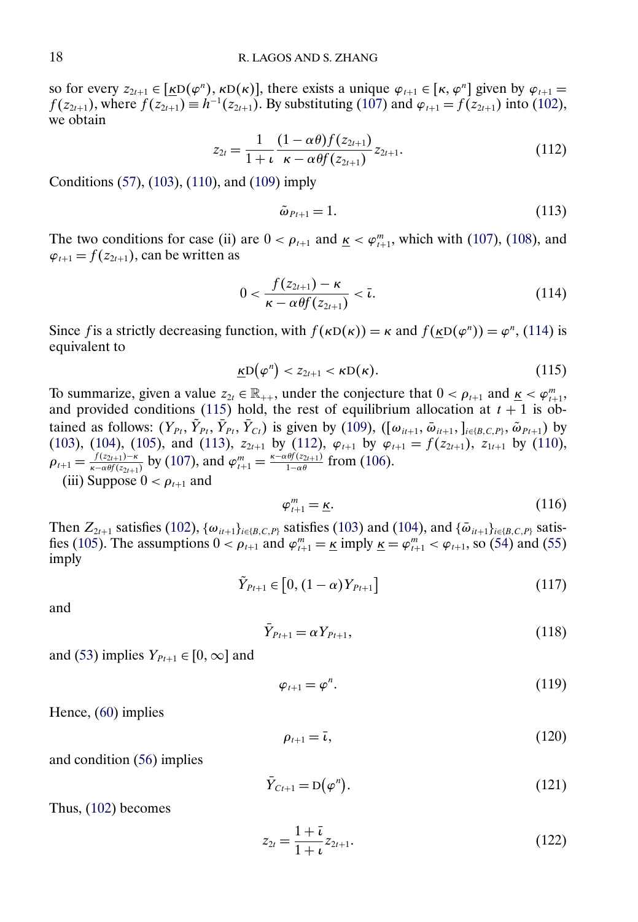so for every $z_{2t+1} \in [\underline{\kappa}\mathrm{D}(\varphi^n), \kappa\mathrm{D}(\kappa)]$, there exists a unique $\varphi_{t+1} \in [\kappa, \varphi^n]$ given by $\varphi_{t+1} = f(z_{2t+1})$, where $f(z_{2t+1}) \equiv h^{-1}(z_{2t+1})$. By substituting (107) and $\varphi_{t+1} = f(z_{2t+1})$ into (102), we obtain

$$z_{2t} = \frac{1}{1+\iota} \frac{(1-\alpha\theta) f(z_{2t+1})}{\kappa - \alpha\theta f(z_{2t+1})} z_{2t+1}. \tag{112}$$

Conditions (57), (103), (110), and (109) imply

$$\tilde{\omega}_{Pt+1} = 1. \tag{113}$$

The two conditions for case (ii) are $0 < \rho_{t+1}$ and $\underline{\kappa} < \varphi^m_{t+1}$, which with (107), (108), and $\varphi_{t+1} = f(z_{2t+1})$, can be written as

$$0 < \frac{f(z_{2t+1}) - \kappa}{\kappa - \alpha\theta f(z_{2t+1})} < \bar{\iota}. \tag{114}$$

Since $f$ is a strictly decreasing function, with $f(\kappa\mathrm{D}(\kappa)) = \kappa$ and $f(\underline{\kappa}\mathrm{D}(\varphi^n)) = \varphi^n$, (114) is equivalent to

$$\underline{\kappa}\mathrm{D}(\varphi^n) < z_{2t+1} < \kappa\mathrm{D}(\kappa). \tag{115}$$

To summarize, given a value $z_{2t} \in \mathbb{R}_{++}$, under the conjecture that $0 < \rho_{t+1}$ and $\underline{\kappa} < \varphi^m_{t+1}$, and provided conditions (115) hold, the rest of equilibrium allocation at $t+1$ is obtained as follows: $(Y_{Pt}, \tilde{Y}_{Pt}, \bar{Y}_{Pt}, \bar{Y}_{Ct})$ is given by (109), $([\omega_{it+1}, \bar{\omega}_{it+1},]_{i\in\{B,C,P\}}, \tilde{\omega}_{Pt+1})$ by (103), (104), (105), and (113), $z_{2t+1}$ by (112), $\varphi_{t+1}$ by $\varphi_{t+1} = f(z_{2t+1})$, $z_{1t+1}$ by (110), $\rho_{t+1} = \frac{f(z_{2t+1}) - \kappa}{\kappa - \alpha\theta f(z_{2t+1})}$ by (107), and $\varphi^m_{t+1} = \frac{\kappa - \alpha\theta f(z_{2t+1})}{1-\alpha\theta}$ from (106).

(iii) Suppose $0 < \rho_{t+1}$ and

$$\varphi^m_{t+1} = \underline{\kappa}. \tag{116}$$

Then $Z_{2t+1}$ satisfies (102), $\{\omega_{it+1}\}_{i\in\{B,C,P\}}$ satisfies (103) and (104), and $\{\bar{\omega}_{it+1}\}_{i\in\{B,C,P\}}$ satisfies (105). The assumptions $0 < \rho_{t+1}$ and $\varphi^m_{t+1} = \underline{\kappa}$ imply $\underline{\kappa} = \varphi^m_{t+1} < \varphi_{t+1}$, so (54) and (55) imply

$$\tilde{Y}_{Pt+1} \in \left[0, (1-\alpha)Y_{Pt+1}\right] \tag{117}$$

and

$$\bar{Y}_{Pt+1} = \alpha Y_{Pt+1}, \tag{118}$$

and (53) implies $Y_{Pt+1} \in [0, \infty]$ and

$$\varphi_{t+1} = \varphi^n. \tag{119}$$

Hence, (60) implies

$$\rho_{t+1} = \bar{\iota}, \tag{120}$$

and condition (56) implies

$$\bar{Y}_{Ct+1} = \mathrm{D}(\varphi^n). \tag{121}$$

Thus, (102) becomes

$$z_{2t} = \frac{1+\bar{\iota}}{1+\iota} z_{2t+1}. \tag{122}$$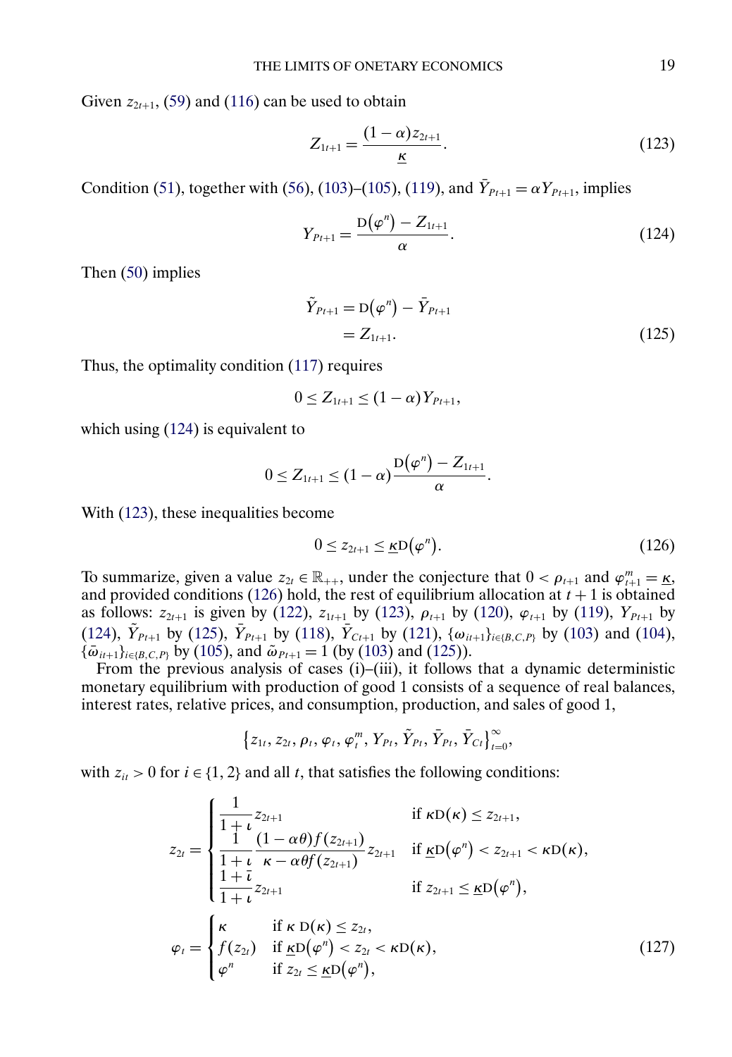Given $z_{2t+1}$, (59) and (116) can be used to obtain

$$Z_{1t+1} = \frac{(1-\alpha) z_{2t+1}}{\underline{\kappa}}. \tag{123}$$

Condition (51), together with (56), (103)–(105), (119), and $\bar{Y}_{Pt+1} = \alpha Y_{Pt+1}$, implies

$$Y_{Pt+1} = \frac{\mathrm{D}(\varphi^n) - Z_{1t+1}}{\alpha}. \tag{124}$$

Then (50) implies

$$\begin{aligned} \tilde{Y}_{Pt+1} &= \mathrm{D}(\varphi^n) - \bar{Y}_{Pt+1} \\ &= Z_{1t+1}. \end{aligned} \tag{125}$$

Thus, the optimality condition (117) requires

$$0 \leq Z_{1t+1} \leq (1-\alpha) Y_{Pt+1},$$

which using (124) is equivalent to

$$0 \leq Z_{1t+1} \leq (1-\alpha) \frac{\mathrm{D}(\varphi^n) - Z_{1t+1}}{\alpha}.$$

With (123), these inequalities become

$$0 \leq z_{2t+1} \leq \underline{\kappa} \mathrm{D}(\varphi^n). \tag{126}$$

To summarize, given a value $z_{2t} \in \mathbb{R}_{++}$, under the conjecture that $0 < \rho_{t+1}$ and $\varphi^m_{t+1} = \underline{\kappa}$, and provided conditions (126) hold, the rest of equilibrium allocation at $t+1$ is obtained as follows: $z_{2t+1}$ is given by (122), $z_{1t+1}$ by (123), $\rho_{t+1}$ by (120), $\varphi_{t+1}$ by (119), $Y_{Pt+1}$ by (124), $\tilde{Y}_{Pt+1}$ by (125), $\bar{Y}_{Pt+1}$ by (118), $\bar{Y}_{Ct+1}$ by (121), $\{\omega_{it+1}\}_{i \in \{B,C,P\}}$ by (103) and (104), $\{\bar{\omega}_{it+1}\}_{i \in \{B,C,P\}}$ by (105), and $\tilde{\omega}_{Pt+1} = 1$ (by (103) and (125)).

From the previous analysis of cases (i)–(iii), it follows that a dynamic deterministic monetary equilibrium with production of good 1 consists of a sequence of real balances, interest rates, relative prices, and consumption, production, and sales of good 1,

$$\left\{ z_{1t}, z_{2t}, \rho_t, \varphi_t, \varphi^m_t, Y_{Pt}, \tilde{Y}_{Pt}, \bar{Y}_{Pt}, \bar{Y}_{Ct} \right\}_{t=0}^{\infty},$$

with $z_{it} > 0$ for $i \in \{1, 2\}$ and all $t$, that satisfies the following conditions:

$$z_{2t} = \begin{cases} \dfrac{1}{1+\iota} z_{2t+1} & \text{if } \kappa \mathrm{D}(\kappa) \leq z_{2t+1}, \\ \dfrac{1}{1+\iota} \dfrac{(1-\alpha\theta) f(z_{2t+1})}{\kappa - \alpha\theta f(z_{2t+1})} z_{2t+1} & \text{if } \underline{\kappa} \mathrm{D}(\varphi^n) < z_{2t+1} < \kappa \mathrm{D}(\kappa), \\ \dfrac{1+\bar{\iota}}{1+\iota} z_{2t+1} & \text{if } z_{2t+1} \leq \underline{\kappa} \mathrm{D}(\varphi^n), \end{cases}$$

$$\varphi_t = \begin{cases} \kappa & \text{if } \kappa\ \mathrm{D}(\kappa) \leq z_{2t}, \\ f(z_{2t}) & \text{if } \underline{\kappa} \mathrm{D}(\varphi^n) < z_{2t} < \kappa \mathrm{D}(\kappa), \\ \varphi^n & \text{if } z_{2t} \leq \underline{\kappa} \mathrm{D}(\varphi^n), \end{cases} \tag{127}$$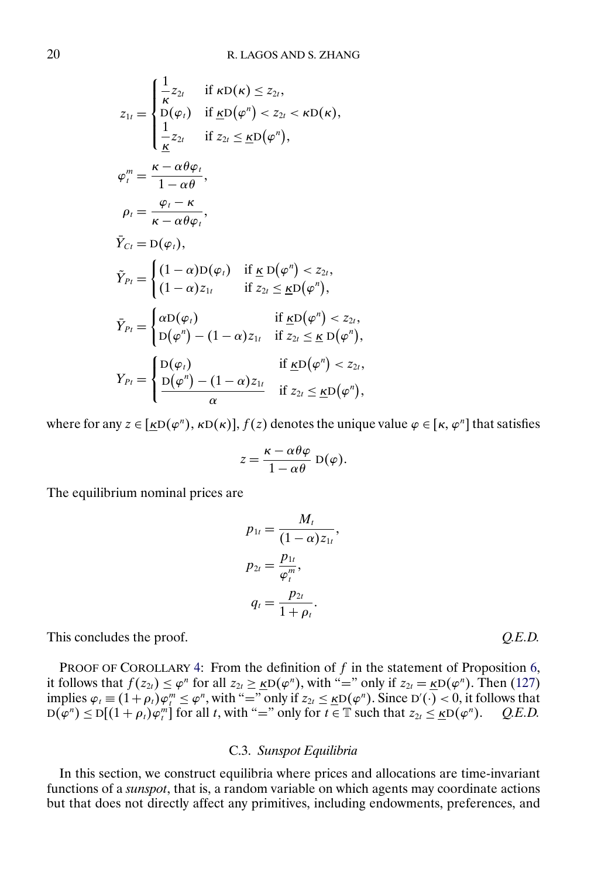$$z_{1t} = \begin{cases} \dfrac{1}{\kappa} z_{2t} & \text{if } \kappa \mathrm{D}(\kappa) \leq z_{2t}, \\ \mathrm{D}(\varphi_t) & \text{if } \underline{\kappa}\mathrm{D}(\varphi^n) < z_{2t} < \kappa \mathrm{D}(\kappa), \\ \dfrac{1}{\underline{\kappa}} z_{2t} & \text{if } z_{2t} \leq \underline{\kappa}\mathrm{D}(\varphi^n), \end{cases}$$

$$\varphi_t^m = \frac{\kappa - \alpha\theta\varphi_t}{1-\alpha\theta},$$

$$\rho_t = \frac{\varphi_t - \kappa}{\kappa - \alpha\theta\varphi_t},$$

$$\bar{Y}_{Ct} = \mathrm{D}(\varphi_t),$$

$$\tilde{Y}_{Pt} = \begin{cases} (1-\alpha)\mathrm{D}(\varphi_t) & \text{if } \underline{\kappa}\,\mathrm{D}(\varphi^n) < z_{2t}, \\ (1-\alpha) z_{1t} & \text{if } z_{2t} \leq \underline{\kappa}\mathrm{D}(\varphi^n), \end{cases}$$

$$\bar{Y}_{Pt} = \begin{cases} \alpha \mathrm{D}(\varphi_t) & \text{if } \underline{\kappa}\mathrm{D}(\varphi^n) < z_{2t}, \\ \mathrm{D}(\varphi^n) - (1-\alpha) z_{1t} & \text{if } z_{2t} \leq \underline{\kappa}\,\mathrm{D}(\varphi^n), \end{cases}$$

$$Y_{Pt} = \begin{cases} \mathrm{D}(\varphi_t) & \text{if } \underline{\kappa}\mathrm{D}(\varphi^n) < z_{2t}, \\ \dfrac{\mathrm{D}(\varphi^n) - (1-\alpha) z_{1t}}{\alpha} & \text{if } z_{2t} \leq \underline{\kappa}\mathrm{D}(\varphi^n), \end{cases}$$

where for any $z \in [\underline{\kappa}\mathrm{D}(\varphi^n), \kappa\mathrm{D}(\kappa)]$, $f(z)$ denotes the unique value $\varphi \in [\kappa, \varphi^n]$ that satisfies

$$z = \frac{\kappa - \alpha\theta\varphi}{1-\alpha\theta}\,\mathrm{D}(\varphi).$$

The equilibrium nominal prices are

$$p_{1t} = \frac{M_t}{(1-\alpha) z_{1t}},$$

$$p_{2t} = \frac{p_{1t}}{\varphi_t^m},$$

$$q_t = \frac{p_{2t}}{1+\rho_t}.$$

This concludes the proof. *Q.E.D.*

Proof of Corollary 4: From the definition of $f$ in the statement of Proposition 6, it follows that $f(z_{2t}) \leq \varphi^n$ for all $z_{2t} \geq \underline{\kappa}\mathrm{D}(\varphi^n)$, with "=" only if $z_{2t} = \underline{\kappa}\mathrm{D}(\varphi^n)$. Then (127) implies $\varphi_t \equiv (1+\rho_t)\varphi_t^m \leq \varphi^n$, with "=" only if $z_{2t} \leq \underline{\kappa}\mathrm{D}(\varphi^n)$. Since $\mathrm{D}'(\cdot) < 0$, it follows that $\mathrm{D}(\varphi^n) \leq \mathrm{D}[(1+\rho_t)\varphi_t^m]$ for all $t$, with "=" only for $t \in \mathbb{T}$ such that $z_{2t} \leq \underline{\kappa}\mathrm{D}(\varphi^n)$. *Q.E.D.*

### C.3. *Sunspot Equilibria*

In this section, we construct equilibria where prices and allocations are time-invariant functions of a *sunspot*, that is, a random variable on which agents may coordinate actions but that does not directly affect any primitives, including endowments, preferences, and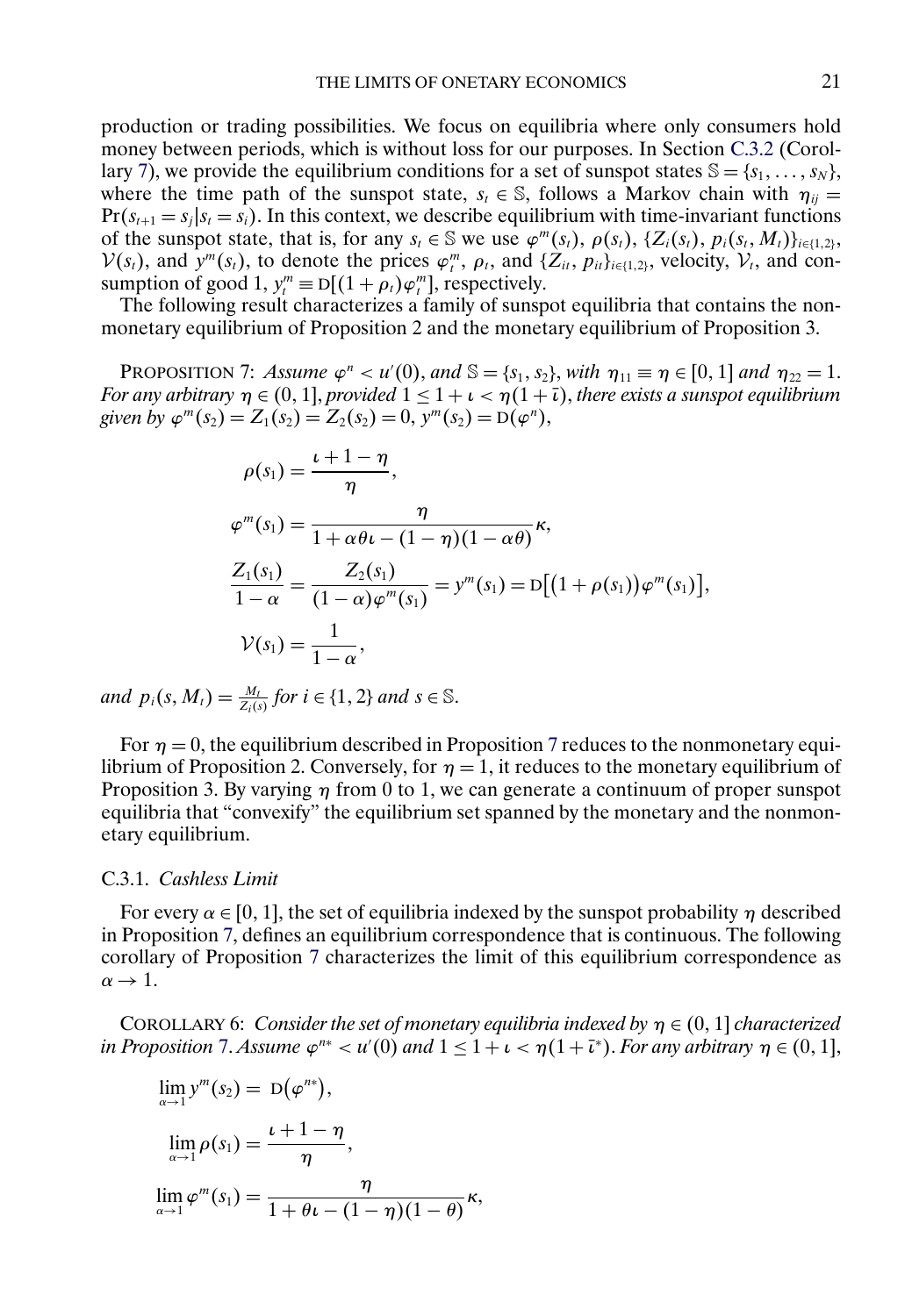production or trading possibilities. We focus on equilibria where only consumers hold money between periods, which is without loss for our purposes. In Section C.3.2 (Corollary 7), we provide the equilibrium conditions for a set of sunspot states $\mathbb{S} = \{s_1, \ldots, s_N\}$, where the time path of the sunspot state, $s_t \in \mathbb{S}$, follows a Markov chain with $\eta_{ij} = \Pr(s_{t+1} = s_j | s_t = s_i)$. In this context, we describe equilibrium with time-invariant functions of the sunspot state, that is, for any $s_t \in \mathbb{S}$ we use $\varphi^m(s_t)$, $\rho(s_t)$, $\{Z_i(s_t), p_i(s_t, M_t)\}_{i \in \{1,2\}}$, $\mathcal{V}(s_t)$, and $y^m(s_t)$, to denote the prices $\varphi_t^m$, $\rho_t$, and $\{Z_{it}, p_{it}\}_{i\in\{1,2\}}$, velocity, $\mathcal{V}_t$, and consumption of good 1, $y_t^m \equiv \mathrm{D}[(1+\rho_t)\varphi_t^m]$, respectively.

The following result characterizes a family of sunspot equilibria that contains the nonmonetary equilibrium of Proposition 2 and the monetary equilibrium of Proposition 3.

PROPOSITION 7: *Assume $\varphi^n < u'(0)$, and $\mathbb{S} = \{s_1, s_2\}$, with $\eta_{11} \equiv \eta \in [0, 1]$ and $\eta_{22} = 1$. For any arbitrary $\eta \in (0, 1]$, provided $1 \le 1 + \iota < \eta(1 + \bar{\iota})$, there exists a sunspot equilibrium given by $\varphi^m(s_2) = Z_1(s_2) = Z_2(s_2) = 0$, $y^m(s_2) = \mathrm{D}(\varphi^n)$,*

$$
\begin{aligned}
\rho(s_1) &= \frac{\iota + 1 - \eta}{\eta}, \\
\varphi^m(s_1) &= \frac{\eta}{1 + \alpha\theta\iota - (1-\eta)(1-\alpha\theta)}\kappa, \\
\frac{Z_1(s_1)}{1-\alpha} &= \frac{Z_2(s_1)}{(1-\alpha)\varphi^m(s_1)} = y^m(s_1) = \mathrm{D}\big[\big(1+\rho(s_1)\big)\varphi^m(s_1)\big], \\
\mathcal{V}(s_1) &= \frac{1}{1-\alpha},
\end{aligned}
$$

*and $p_i(s, M_t) = \frac{M_t}{Z_i(s)}$ for $i \in \{1, 2\}$ and $s \in \mathbb{S}$.*

For $\eta = 0$, the equilibrium described in Proposition 7 reduces to the nonmonetary equilibrium of Proposition 2. Conversely, for $\eta = 1$, it reduces to the monetary equilibrium of Proposition 3. By varying $\eta$ from 0 to 1, we can generate a continuum of proper sunspot equilibria that "convexify" the equilibrium set spanned by the monetary and the nonmonetary equilibrium.

### C.3.1. *Cashless Limit*

For every $\alpha \in [0, 1]$, the set of equilibria indexed by the sunspot probability $\eta$ described in Proposition 7, defines an equilibrium correspondence that is continuous. The following corollary of Proposition 7 characterizes the limit of this equilibrium correspondence as $\alpha \to 1$.

COROLLARY 6: *Consider the set of monetary equilibria indexed by $\eta \in (0, 1]$ characterized in Proposition 7. Assume $\varphi^{n*} < u'(0)$ and $1 \le 1 + \iota < \eta(1 + \bar{\iota}^*)$. For any arbitrary $\eta \in (0, 1]$,*

$$
\begin{aligned}
\lim_{\alpha \to 1} y^m(s_2) &= \mathrm{D}\big(\varphi^{n*}\big), \\
\lim_{\alpha \to 1} \rho(s_1) &= \frac{\iota + 1 - \eta}{\eta}, \\
\lim_{\alpha \to 1} \varphi^m(s_1) &= \frac{\eta}{1 + \theta\iota - (1-\eta)(1-\theta)}\kappa,
\end{aligned}
$$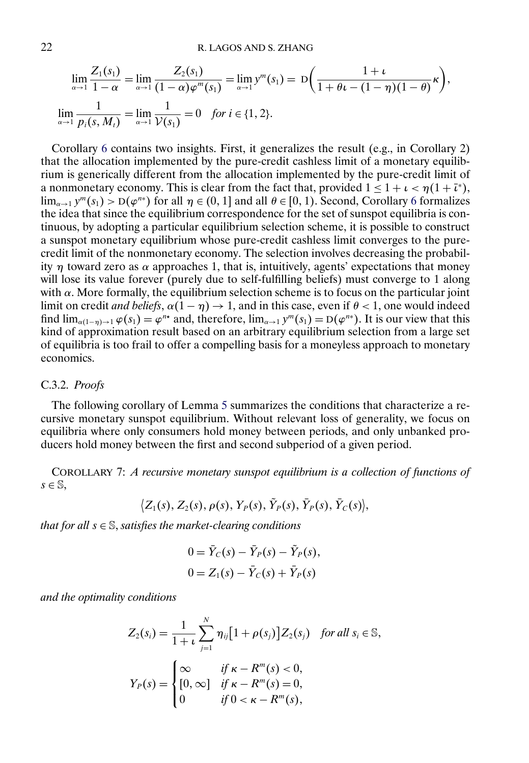$$\lim_{\alpha\to 1}\frac{Z_1(s_1)}{1-\alpha}=\lim_{\alpha\to 1}\frac{Z_2(s_1)}{(1-\alpha)\varphi^m(s_1)}=\lim_{\alpha\to 1}y^m(s_1)=\mathrm{D}\left(\frac{1+\iota}{1+\theta\iota-(1-\eta)(1-\theta)}\kappa\right),$$

$$\lim_{\alpha\to 1}\frac{1}{p_i(s,M_t)}=\lim_{\alpha\to 1}\frac{1}{\mathcal{V}(s_1)}=0 \quad \textit{for } i\in\{1,2\}.$$

Corollary 6 contains two insights. First, it generalizes the result (e.g., in Corollary 2) that the allocation implemented by the pure-credit cashless limit of a monetary equilibrium is generically different from the allocation implemented by the pure-credit limit of a nonmonetary economy. This is clear from the fact that, provided $1\leq 1+\iota<\eta(1+\bar{\iota}^*)$, $\lim_{\alpha\to 1}y^m(s_1)>\mathrm{D}(\varphi^{n*})$ for all $\eta\in(0,1]$ and all $\theta\in[0,1)$. Second, Corollary 6 formalizes the idea that since the equilibrium correspondence for the set of sunspot equilibria is continuous, by adopting a particular equilibrium selection scheme, it is possible to construct a sunspot monetary equilibrium whose pure-credit cashless limit converges to the pure-credit limit of the nonmonetary economy. The selection involves decreasing the probability $\eta$ toward zero as $\alpha$ approaches 1, that is, intuitively, agents' expectations that money will lose its value forever (purely due to self-fulfilling beliefs) must converge to 1 along with $\alpha$. More formally, the equilibrium selection scheme is to focus on the particular joint limit on credit *and beliefs*, $\alpha(1-\eta)\to 1$, and in this case, even if $\theta<1$, one would indeed find $\lim_{\alpha(1-\eta)\to 1}\varphi(s_1)=\varphi^{n\star}$ and, therefore, $\lim_{\alpha\to 1}y^m(s_1)=\mathrm{D}(\varphi^{n*})$. It is our view that this kind of approximation result based on an arbitrary equilibrium selection from a large set of equilibria is too frail to offer a compelling basis for a moneyless approach to monetary economics.

### C.3.2. *Proofs*

The following corollary of Lemma 5 summarizes the conditions that characterize a recursive monetary sunspot equilibrium. Without relevant loss of generality, we focus on equilibria where only consumers hold money between periods, and only unbanked producers hold money between the first and second subperiod of a given period.

COROLLARY 7: *A recursive monetary sunspot equilibrium is a collection of functions of* $s\in\mathbb{S}$,

$$\langle Z_1(s),Z_2(s),\rho(s),Y_P(s),\tilde{Y}_P(s),\bar{Y}_P(s),\bar{Y}_C(s)\rangle,$$

*that for all* $s\in\mathbb{S}$, *satisfies the market-clearing conditions*

$$0=\bar{Y}_C(s)-\bar{Y}_P(s)-\tilde{Y}_P(s),$$
$$0=Z_1(s)-\bar{Y}_C(s)+\bar{Y}_P(s)$$

*and the optimality conditions*

$$Z_2(s_i)=\frac{1}{1+\iota}\sum_{j=1}^{N}\eta_{ij}\big[1+\rho(s_j)\big]Z_2(s_j)\quad \textit{for all } s_i\in\mathbb{S},$$

$$Y_P(s)=\begin{cases}\infty & \textit{if } \kappa-R^m(s)<0,\\ [0,\infty] & \textit{if } \kappa-R^m(s)=0,\\ 0 & \textit{if } 0<\kappa-R^m(s),\end{cases}$$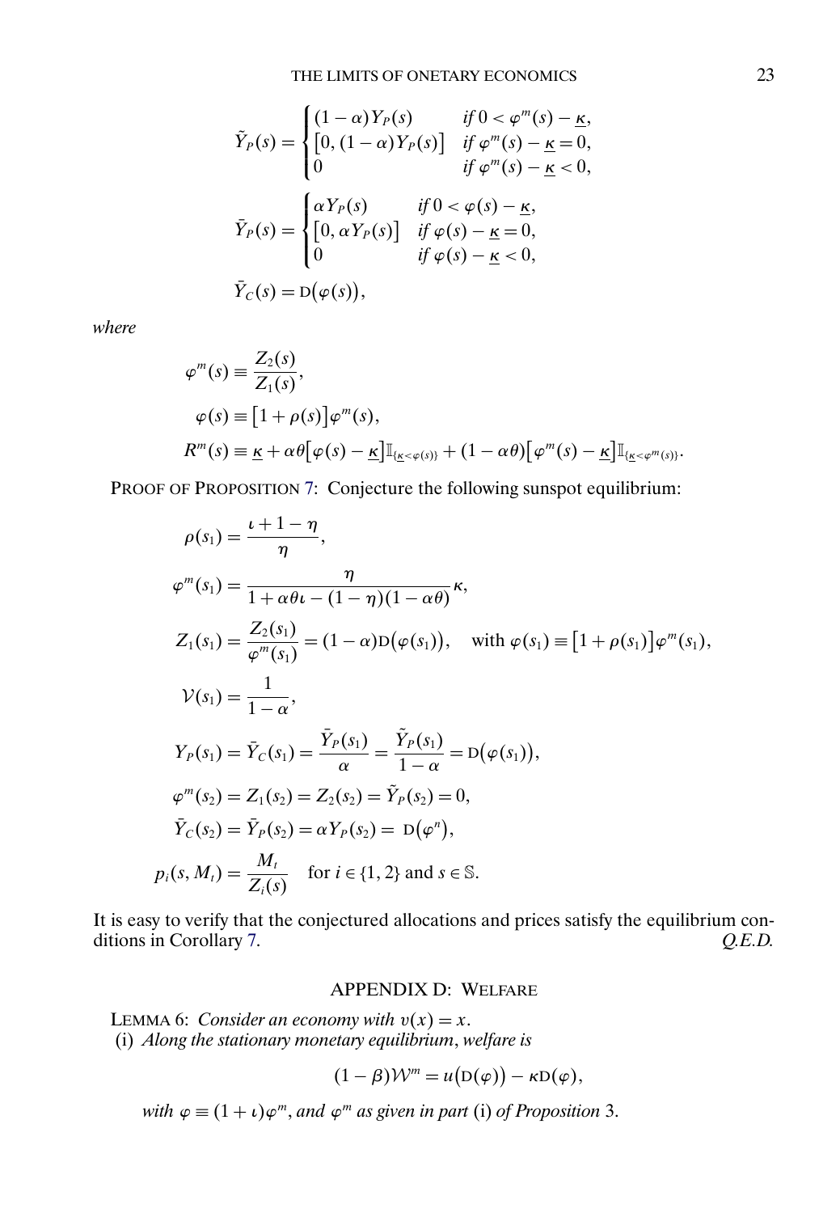$$\tilde{Y}_P(s) = \begin{cases} (1-\alpha)Y_P(s) & \text{if } 0 < \varphi^m(s) - \underline{\kappa}, \\ \left[0, (1-\alpha)Y_P(s)\right] & \text{if } \varphi^m(s) - \underline{\kappa} = 0, \\ 0 & \text{if } \varphi^m(s) - \underline{\kappa} < 0, \end{cases}$$

$$\bar{Y}_P(s) = \begin{cases} \alpha Y_P(s) & \text{if } 0 < \varphi(s) - \underline{\kappa}, \\ \left[0, \alpha Y_P(s)\right] & \text{if } \varphi(s) - \underline{\kappa} = 0, \\ 0 & \text{if } \varphi(s) - \underline{\kappa} < 0, \end{cases}$$

$$\bar{Y}_C(s) = \mathrm{D}\big(\varphi(s)\big),$$

*where*

$$\varphi^m(s) \equiv \frac{Z_2(s)}{Z_1(s)},$$

$$\varphi(s) \equiv \left[1 + \rho(s)\right]\varphi^m(s),$$

$$R^m(s) \equiv \underline{\kappa} + \alpha\theta\left[\varphi(s) - \underline{\kappa}\right]\mathbb{I}_{\{\underline{\kappa} < \varphi(s)\}} + (1 - \alpha\theta)\left[\varphi^m(s) - \underline{\kappa}\right]\mathbb{I}_{\{\underline{\kappa} < \varphi^m(s)\}}.$$

PROOF OF PROPOSITION 7: Conjecture the following sunspot equilibrium:

$$\rho(s_1) = \frac{\iota + 1 - \eta}{\eta},$$

$$\varphi^m(s_1) = \frac{\eta}{1 + \alpha\theta\iota - (1-\eta)(1-\alpha\theta)}\kappa,$$

$$Z_1(s_1) = \frac{Z_2(s_1)}{\varphi^m(s_1)} = (1-\alpha)\mathrm{D}\big(\varphi(s_1)\big), \quad \text{with } \varphi(s_1) \equiv \left[1 + \rho(s_1)\right]\varphi^m(s_1),$$

$$\mathcal{V}(s_1) = \frac{1}{1-\alpha},$$

$$Y_P(s_1) = \bar{Y}_C(s_1) = \frac{\bar{Y}_P(s_1)}{\alpha} = \frac{\tilde{Y}_P(s_1)}{1-\alpha} = \mathrm{D}\big(\varphi(s_1)\big),$$

$$\varphi^m(s_2) = Z_1(s_2) = Z_2(s_2) = \tilde{Y}_P(s_2) = 0,$$

$$\bar{Y}_C(s_2) = \bar{Y}_P(s_2) = \alpha Y_P(s_2) = \mathrm{D}\big(\varphi^n\big),$$

$$p_i(s, M_t) = \frac{M_t}{Z_i(s)} \quad \text{for } i \in \{1, 2\} \text{ and } s \in \mathbb{S}.$$

It is easy to verify that the conjectured allocations and prices satisfy the equilibrium conditions in Corollary 7. *Q.E.D.*

## APPENDIX D: WELFARE

LEMMA 6: *Consider an economy with $v(x) = x$.*

(i) *Along the stationary monetary equilibrium, welfare is*

$$(1-\beta)\mathcal{W}^m = u\big(\mathrm{D}(\varphi)\big) - \kappa\mathrm{D}(\varphi),$$

*with $\varphi \equiv (1+\iota)\varphi^m$, and $\varphi^m$ as given in part* (i) *of Proposition* 3.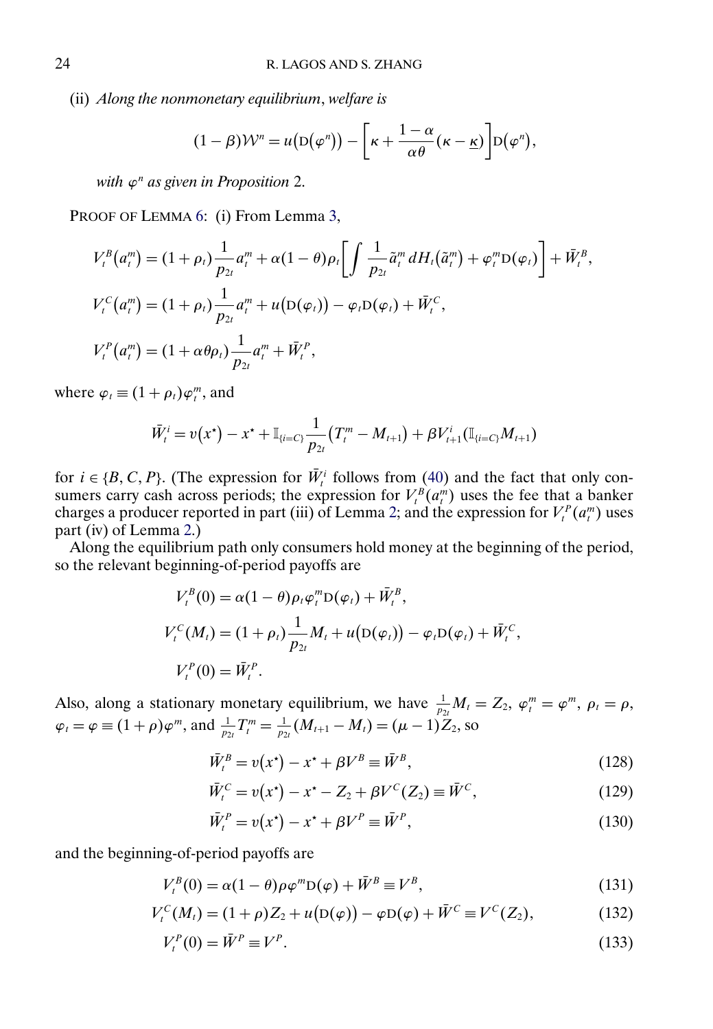(ii) *Along the nonmonetary equilibrium*, *welfare is*

$$(1-\beta)\mathcal{W}^n = u\big(\mathrm{D}(\varphi^n)\big) - \bigg[\kappa + \frac{1-\alpha}{\alpha\theta}(\kappa - \underline{\kappa})\bigg]\mathrm{D}(\varphi^n),$$

*with* $\varphi^n$ *as given in Proposition* 2.

PROOF OF LEMMA 6: (i) From Lemma 3,

$$V_t^B(a_t^m) = (1+\rho_t)\frac{1}{p_{2t}}a_t^m + \alpha(1-\theta)\rho_t\bigg[\int \frac{1}{p_{2t}}\tilde{a}_t^m \, dH_t(\tilde{a}_t^m) + \varphi_t^m \mathrm{D}(\varphi_t)\bigg] + \bar{W}_t^B,$$

$$V_t^C(a_t^m) = (1+\rho_t)\frac{1}{p_{2t}}a_t^m + u\big(\mathrm{D}(\varphi_t)\big) - \varphi_t \mathrm{D}(\varphi_t) + \bar{W}_t^C,$$

$$V_t^P(a_t^m) = (1+\alpha\theta\rho_t)\frac{1}{p_{2t}}a_t^m + \bar{W}_t^P,$$

where $\varphi_t \equiv (1+\rho_t)\varphi_t^m$, and

$$\bar{W}_t^i = v(x^\star) - x^\star + \mathbb{I}_{\{i=C\}}\frac{1}{p_{2t}}\big(T_t^m - M_{t+1}\big) + \beta V_{t+1}^i\big(\mathbb{I}_{\{i=C\}}M_{t+1}\big)$$

for $i \in \{B, C, P\}$. (The expression for $\bar{W}_t^i$ follows from (40) and the fact that only consumers carry cash across periods; the expression for $V_t^B(a_t^m)$ uses the fee that a banker charges a producer reported in part (iii) of Lemma 2; and the expression for $V_t^P(a_t^m)$ uses part (iv) of Lemma 2.)

Along the equilibrium path only consumers hold money at the beginning of the period, so the relevant beginning-of-period payoffs are

$$V_t^B(0) = \alpha(1-\theta)\rho_t\varphi_t^m \mathrm{D}(\varphi_t) + \bar{W}_t^B,$$

$$V_t^C(M_t) = (1+\rho_t)\frac{1}{p_{2t}}M_t + u\big(\mathrm{D}(\varphi_t)\big) - \varphi_t \mathrm{D}(\varphi_t) + \bar{W}_t^C,$$

$$V_t^P(0) = \bar{W}_t^P.$$

Also, along a stationary monetary equilibrium, we have $\frac{1}{p_{2t}}M_t = Z_2$, $\varphi_t^m = \varphi^m$, $\rho_t = \rho$, $\varphi_t = \varphi \equiv (1+\rho)\varphi^m$, and $\frac{1}{p_{2t}}T_t^m = \frac{1}{p_{2t}}(M_{t+1} - M_t) = (\mu - 1)Z_2$, so

$$\bar{W}_t^B = v(x^\star) - x^\star + \beta V^B \equiv \bar{W}^B, \tag{128}$$

$$\bar{W}_t^C = v(x^\star) - x^\star - Z_2 + \beta V^C(Z_2) \equiv \bar{W}^C, \tag{129}$$

$$\bar{W}_t^P = v(x^\star) - x^\star + \beta V^P \equiv \bar{W}^P, \tag{130}$$

and the beginning-of-period payoffs are

$$V_t^B(0) = \alpha(1-\theta)\rho\varphi^m \mathrm{D}(\varphi) + \bar{W}^B \equiv V^B, \tag{131}$$

$$V_t^C(M_t) = (1+\rho)Z_2 + u\big(\mathrm{D}(\varphi)\big) - \varphi \mathrm{D}(\varphi) + \bar{W}^C \equiv V^C(Z_2), \tag{132}$$

$$V_t^P(0) = \bar{W}^P \equiv V^P. \tag{133}$$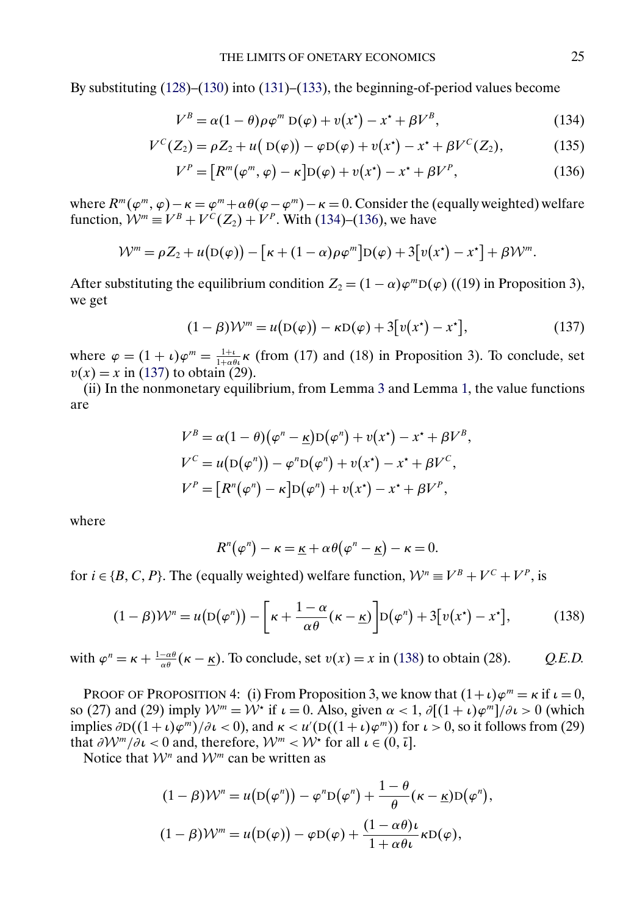By substituting (128)–(130) into (131)–(133), the beginning-of-period values become

$$V^B = \alpha(1-\theta)\rho\varphi^m\,\mathrm{D}(\varphi) + v(x^\star) - x^\star + \beta V^B, \tag{134}$$

$$V^C(Z_2) = \rho Z_2 + u(\mathrm{D}(\varphi)) - \varphi\mathrm{D}(\varphi) + v(x^\star) - x^\star + \beta V^C(Z_2), \tag{135}$$

$$V^P = [R^m(\varphi^m, \varphi) - \kappa]\mathrm{D}(\varphi) + v(x^\star) - x^\star + \beta V^P, \tag{136}$$

where $R^m(\varphi^m, \varphi) - \kappa = \varphi^m + \alpha\theta(\varphi - \varphi^m) - \kappa = 0$. Consider the (equally weighted) welfare function, $\mathcal{W}^m \equiv V^B + V^C(Z_2) + V^P$. With (134)–(136), we have

$$\mathcal{W}^m = \rho Z_2 + u(\mathrm{D}(\varphi)) - [\kappa + (1-\alpha)\rho\varphi^m]\mathrm{D}(\varphi) + 3[v(x^\star) - x^\star] + \beta\mathcal{W}^m.$$

After substituting the equilibrium condition $Z_2 = (1-\alpha)\varphi^m\mathrm{D}(\varphi)$ ((19) in Proposition 3), we get

$$(1-\beta)\mathcal{W}^m = u(\mathrm{D}(\varphi)) - \kappa\mathrm{D}(\varphi) + 3[v(x^\star) - x^\star], \tag{137}$$

where $\varphi = (1+\iota)\varphi^m = \frac{1+\iota}{1+\alpha\theta\iota}\kappa$ (from (17) and (18) in Proposition 3). To conclude, set $v(x) = x$ in (137) to obtain (29).

(ii) In the nonmonetary equilibrium, from Lemma 3 and Lemma 1, the value functions are

$$V^B = \alpha(1-\theta)(\varphi^n - \underline{\kappa})\mathrm{D}(\varphi^n) + v(x^\star) - x^\star + \beta V^B,$$

$$V^C = u(\mathrm{D}(\varphi^n)) - \varphi^n\mathrm{D}(\varphi^n) + v(x^\star) - x^\star + \beta V^C,$$

$$V^P = [R^n(\varphi^n) - \kappa]\mathrm{D}(\varphi^n) + v(x^\star) - x^\star + \beta V^P,$$

where

$$R^n(\varphi^n) - \kappa = \underline{\kappa} + \alpha\theta(\varphi^n - \underline{\kappa}) - \kappa = 0.$$

for $i \in \{B, C, P\}$. The (equally weighted) welfare function, $\mathcal{W}^n \equiv V^B + V^C + V^P$, is

$$(1-\beta)\mathcal{W}^n = u(\mathrm{D}(\varphi^n)) - \left[\kappa + \frac{1-\alpha}{\alpha\theta}(\kappa - \underline{\kappa})\right]\mathrm{D}(\varphi^n) + 3[v(x^\star) - x^\star], \tag{138}$$

with $\varphi^n = \kappa + \frac{1-\alpha\theta}{\alpha\theta}(\kappa - \underline{\kappa})$. To conclude, set $v(x) = x$ in (138) to obtain (28). *Q.E.D.*

PROOF OF PROPOSITION 4: (i) From Proposition 3, we know that $(1+\iota)\varphi^m = \kappa$ if $\iota = 0$, so (27) and (29) imply $\mathcal{W}^m = \mathcal{W}^\star$ if $\iota = 0$. Also, given $\alpha < 1$, $\partial[(1+\iota)\varphi^m]/\partial\iota > 0$ (which implies $\partial\mathrm{D}((1+\iota)\varphi^m)/\partial\iota < 0$), and $\kappa < u'(\mathrm{D}((1+\iota)\varphi^m))$ for $\iota > 0$, so it follows from (29) that $\partial\mathcal{W}^m/\partial\iota < 0$ and, therefore, $\mathcal{W}^m < \mathcal{W}^\star$ for all $\iota \in (0, \bar{\iota}]$.

Notice that $\mathcal{W}^n$ and $\mathcal{W}^m$ can be written as

$$(1-\beta)\mathcal{W}^n = u(\mathrm{D}(\varphi^n)) - \varphi^n\mathrm{D}(\varphi^n) + \frac{1-\theta}{\theta}(\kappa - \underline{\kappa})\mathrm{D}(\varphi^n),$$

$$(1-\beta)\mathcal{W}^m = u(\mathrm{D}(\varphi)) - \varphi\mathrm{D}(\varphi) + \frac{(1-\alpha\theta)\iota}{1+\alpha\theta\iota}\kappa\mathrm{D}(\varphi),$$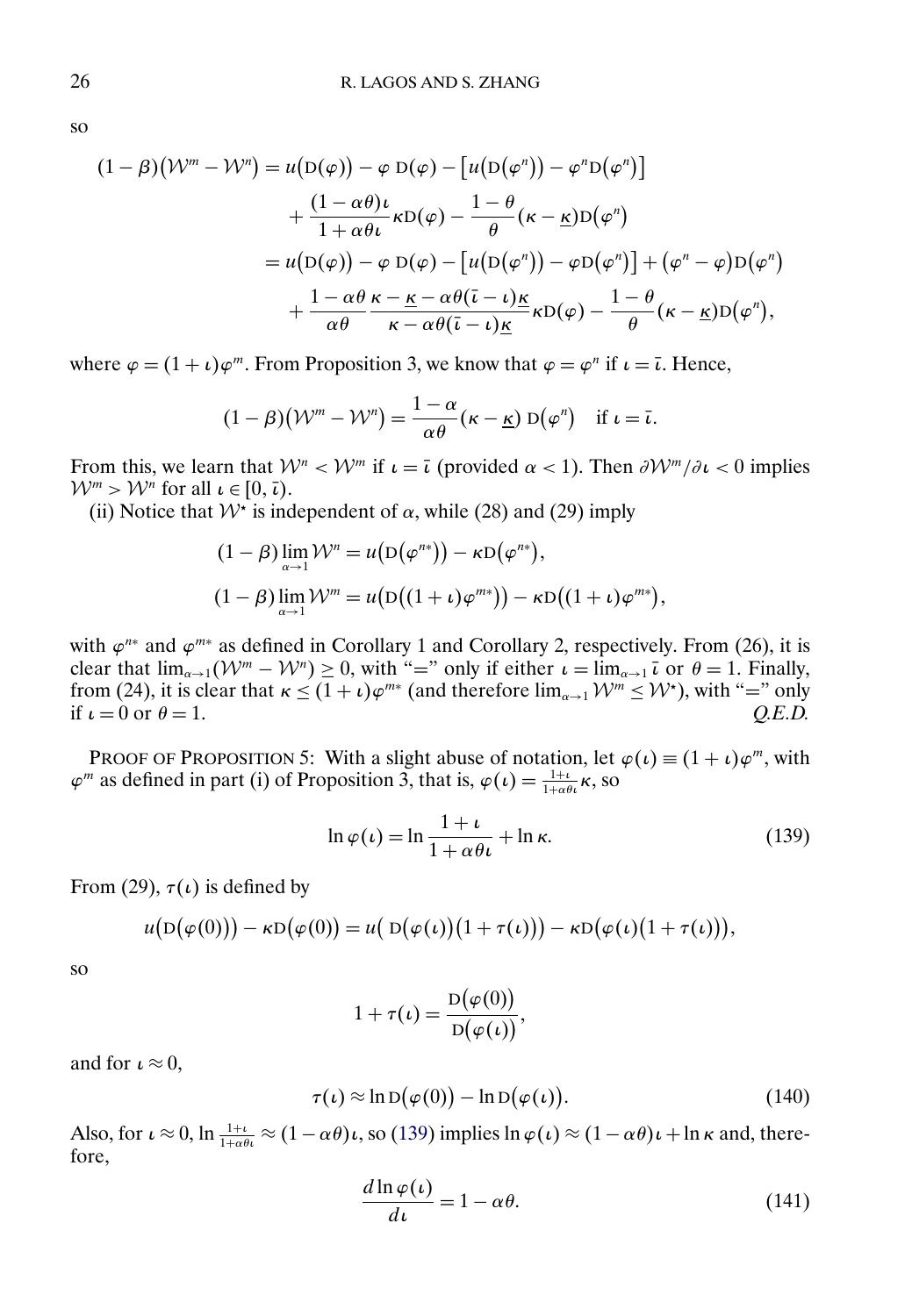so

$$
\begin{aligned}
(1-\beta)\big(\mathcal{W}^m - \mathcal{W}^n\big) &= u\big(\mathrm{D}(\varphi)\big) - \varphi\,\mathrm{D}(\varphi) - \big[u\big(\mathrm{D}(\varphi^n)\big) - \varphi^n \mathrm{D}(\varphi^n)\big] \\
&\quad + \frac{(1-\alpha\theta)\iota}{1+\alpha\theta\iota}\kappa \mathrm{D}(\varphi) - \frac{1-\theta}{\theta}(\kappa - \underline{\kappa})\mathrm{D}(\varphi^n) \\
&= u\big(\mathrm{D}(\varphi)\big) - \varphi\,\mathrm{D}(\varphi) - \big[u\big(\mathrm{D}(\varphi^n)\big) - \varphi \mathrm{D}(\varphi^n)\big] + (\varphi^n - \varphi)\mathrm{D}(\varphi^n) \\
&\quad + \frac{1-\alpha\theta}{\alpha\theta}\frac{\kappa - \underline{\kappa} - \alpha\theta(\bar{\iota} - \iota)\underline{\kappa}}{\kappa - \alpha\theta(\bar{\iota}-\iota)\underline{\kappa}}\kappa \mathrm{D}(\varphi) - \frac{1-\theta}{\theta}(\kappa - \underline{\kappa})\mathrm{D}(\varphi^n),
\end{aligned}
$$

where $\varphi = (1+\iota)\varphi^m$. From Proposition 3, we know that $\varphi = \varphi^n$ if $\iota = \bar{\iota}$. Hence,

$$
(1-\beta)\big(\mathcal{W}^m - \mathcal{W}^n\big) = \frac{1-\alpha}{\alpha\theta}(\kappa - \underline{\kappa})\,\mathrm{D}(\varphi^n) \quad \text{if } \iota = \bar{\iota}.
$$

From this, we learn that $\mathcal{W}^n < \mathcal{W}^m$ if $\iota = \bar{\iota}$ (provided $\alpha < 1$). Then $\partial \mathcal{W}^m/\partial\iota < 0$ implies $\mathcal{W}^m > \mathcal{W}^n$ for all $\iota \in [0, \bar{\iota})$.

(ii) Notice that $\mathcal{W}^\star$ is independent of $\alpha$, while (28) and (29) imply

$$
\begin{aligned}
(1-\beta)\lim_{\alpha\to 1}\mathcal{W}^n &= u\big(\mathrm{D}(\varphi^{n*})\big) - \kappa \mathrm{D}(\varphi^{n*}), \\
(1-\beta)\lim_{\alpha\to 1}\mathcal{W}^m &= u\big(\mathrm{D}\big((1+\iota)\varphi^{m*}\big)\big) - \kappa \mathrm{D}\big((1+\iota)\varphi^{m*}\big),
\end{aligned}
$$

with $\varphi^{n*}$ and $\varphi^{m*}$ as defined in Corollary 1 and Corollary 2, respectively. From (26), it is clear that $\lim_{\alpha\to 1}(\mathcal{W}^m - \mathcal{W}^n) \geq 0$, with "=" only if either $\iota = \lim_{\alpha\to 1}\bar{\iota}$ or $\theta = 1$. Finally, from (24), it is clear that $\kappa \leq (1+\iota)\varphi^{m*}$ (and therefore $\lim_{\alpha\to 1}\mathcal{W}^m \leq \mathcal{W}^\star$), with "=" only if $\iota = 0$ or $\theta = 1$. *Q.E.D.*

PROOF OF PROPOSITION 5: With a slight abuse of notation, let $\varphi(\iota) \equiv (1+\iota)\varphi^m$, with $\varphi^m$ as defined in part (i) of Proposition 3, that is, $\varphi(\iota) = \frac{1+\iota}{1+\alpha\theta\iota}\kappa$, so

$$
\ln\varphi(\iota) = \ln\frac{1+\iota}{1+\alpha\theta\iota} + \ln\kappa. \tag{139}
$$

From (29), $\tau(\iota)$ is defined by

$$
u\big(\mathrm{D}\big(\varphi(0)\big)\big) - \kappa \mathrm{D}\big(\varphi(0)\big) = u\big(\,\mathrm{D}\big(\varphi(\iota)\big)\big(1+\tau(\iota)\big)\big) - \kappa \mathrm{D}\big(\varphi(\iota)\big(1+\tau(\iota)\big)\big),
$$

so

$$
1+\tau(\iota) = \frac{\mathrm{D}\big(\varphi(0)\big)}{\mathrm{D}\big(\varphi(\iota)\big)},
$$

and for $\iota \approx 0$,

$$
\tau(\iota) \approx \ln \mathrm{D}\big(\varphi(0)\big) - \ln \mathrm{D}\big(\varphi(\iota)\big). \tag{140}
$$

Also, for $\iota \approx 0$, $\ln\frac{1+\iota}{1+\alpha\theta\iota} \approx (1-\alpha\theta)\iota$, so (139) implies $\ln\varphi(\iota) \approx (1-\alpha\theta)\iota + \ln\kappa$ and, therefore,

$$
\frac{d\ln\varphi(\iota)}{d\iota} = 1 - \alpha\theta. \tag{141}
$$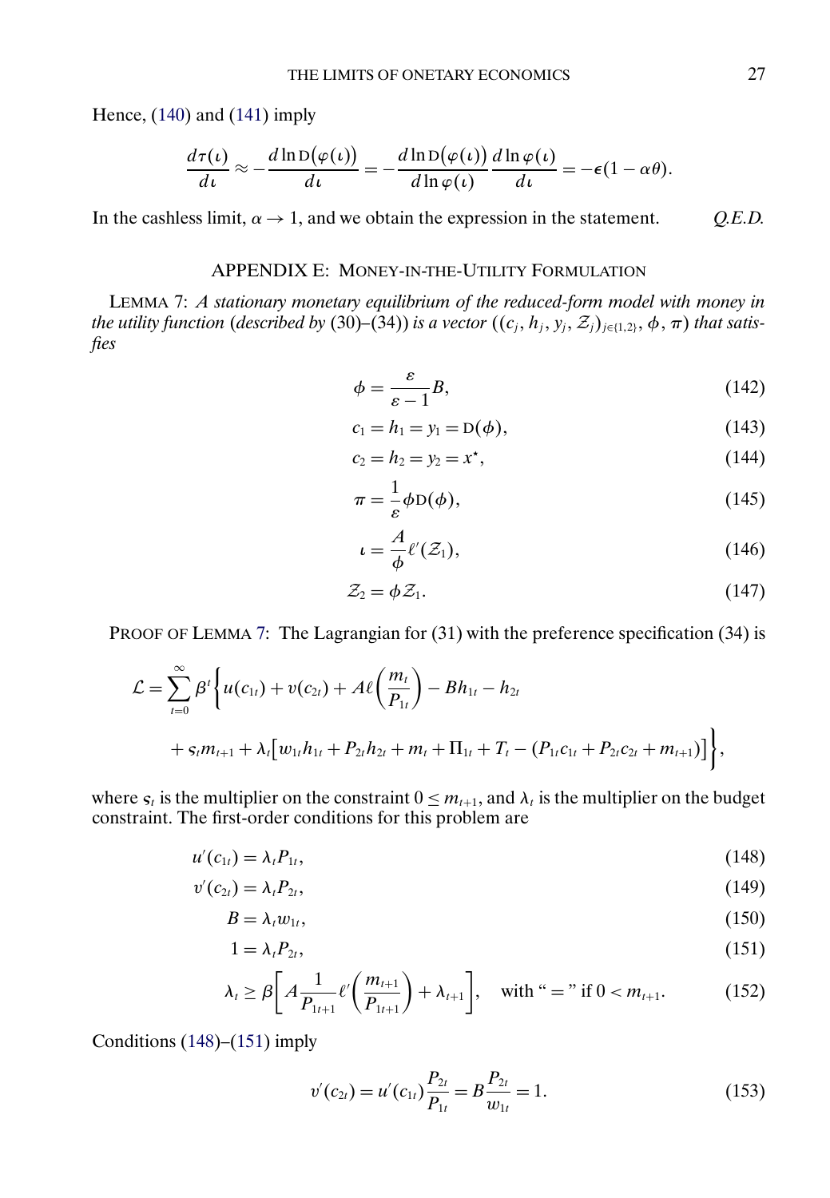Hence, (140) and (141) imply

$$\frac{d\tau(\iota)}{d\iota} \approx -\frac{d\ln \mathrm{D}\big(\varphi(\iota)\big)}{d\iota} = -\frac{d\ln \mathrm{D}\big(\varphi(\iota)\big)}{d\ln \varphi(\iota)}\frac{d\ln \varphi(\iota)}{d\iota} = -\epsilon(1-\alpha\theta).$$

In the cashless limit, $\alpha \to 1$, and we obtain the expression in the statement. *Q.E.D.*

## APPENDIX E: MONEY-IN-THE-UTILITY FORMULATION

LEMMA 7: *A stationary monetary equilibrium of the reduced-form model with money in the utility function* (*described by* (30)–(34)) *is a vector* $((c_j, h_j, y_j, \mathcal{Z}_j)_{j\in\{1,2\}}, \phi, \pi)$ *that satisfies*

$$\phi = \frac{\varepsilon}{\varepsilon-1}B, \tag{142}$$

$$c_1 = h_1 = y_1 = \mathrm{D}(\phi), \tag{143}$$

$$c_2 = h_2 = y_2 = x^\star, \tag{144}$$

$$\pi = \frac{1}{\varepsilon}\phi \mathrm{D}(\phi), \tag{145}$$

$$\iota = \frac{A}{\phi}\ell'(\mathcal{Z}_1), \tag{146}$$

$$\mathcal{Z}_2 = \phi \mathcal{Z}_1. \tag{147}$$

PROOF OF LEMMA 7: The Lagrangian for (31) with the preference specification (34) is

$$\mathcal{L} = \sum_{t=0}^{\infty}\beta^t\bigg\{u(c_{1t}) + v(c_{2t}) + A\ell\bigg(\frac{m_t}{P_{1t}}\bigg) - Bh_{1t} - h_{2t} + \varsigma_t m_{t+1} + \lambda_t\big[w_{1t}h_{1t} + P_{2t}h_{2t} + m_t + \Pi_{1t} + T_t - (P_{1t}c_{1t} + P_{2t}c_{2t} + m_{t+1})\big]\bigg\},$$

where $\varsigma_t$ is the multiplier on the constraint $0 \le m_{t+1}$, and $\lambda_t$ is the multiplier on the budget constraint. The first-order conditions for this problem are

$$u'(c_{1t}) = \lambda_t P_{1t}, \tag{148}$$

$$v'(c_{2t}) = \lambda_t P_{2t}, \tag{149}$$

$$B = \lambda_t w_{1t}, \tag{150}$$

$$1 = \lambda_t P_{2t}, \tag{151}$$

$$\lambda_t \ge \beta\bigg[A\frac{1}{P_{1t+1}}\ell'\bigg(\frac{m_{t+1}}{P_{1t+1}}\bigg) + \lambda_{t+1}\bigg], \quad \text{with "=" if } 0 < m_{t+1}. \tag{152}$$

Conditions (148)–(151) imply

$$v'(c_{2t}) = u'(c_{1t})\frac{P_{2t}}{P_{1t}} = B\frac{P_{2t}}{w_{1t}} = 1. \tag{153}$$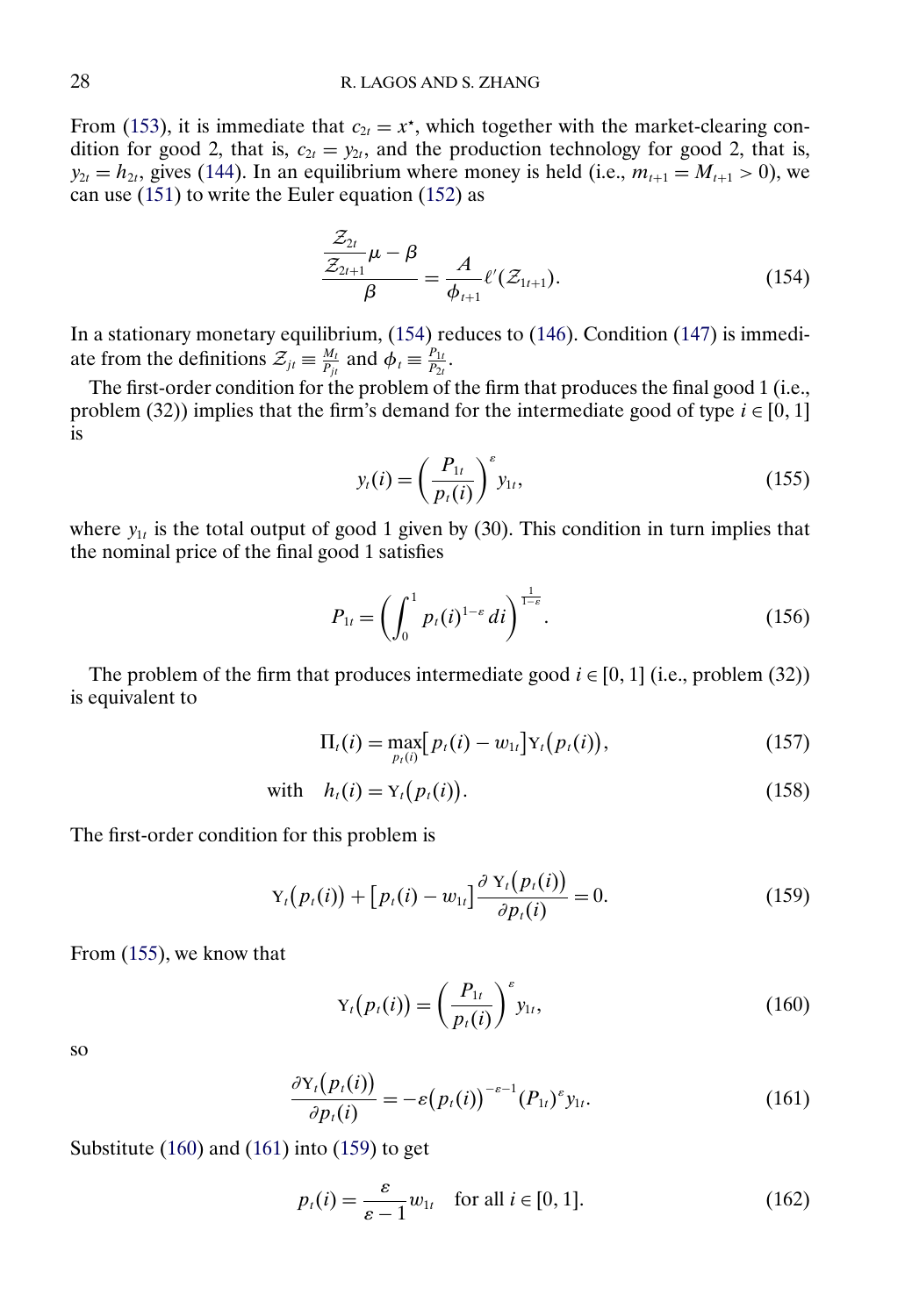From (153), it is immediate that $c_{2t} = x^{\star}$, which together with the market-clearing condition for good 2, that is, $c_{2t} = y_{2t}$, and the production technology for good 2, that is, $y_{2t} = h_{2t}$, gives (144). In an equilibrium where money is held (i.e., $m_{t+1} = M_{t+1} > 0$), we can use (151) to write the Euler equation (152) as

$$\frac{\frac{\mathcal{Z}_{2t}}{\mathcal{Z}_{2t+1}}\mu - \beta}{\beta} = \frac{A}{\phi_{t+1}}\ell'(\mathcal{Z}_{1t+1}). \tag{154}$$

In a stationary monetary equilibrium, (154) reduces to (146). Condition (147) is immediate from the definitions $\mathcal{Z}_{jt} \equiv \frac{M_t}{P_{jt}}$ and $\phi_t \equiv \frac{P_{1t}}{P_{2t}}$.

The first-order condition for the problem of the firm that produces the final good 1 (i.e., problem (32)) implies that the firm's demand for the intermediate good of type $i \in [0, 1]$ is

$$y_t(i) = \left(\frac{P_{1t}}{p_t(i)}\right)^{\varepsilon} y_{1t}, \tag{155}$$

where $y_{1t}$ is the total output of good 1 given by (30). This condition in turn implies that the nominal price of the final good 1 satisfies

$$P_{1t} = \left(\int_0^1 p_t(i)^{1-\varepsilon}\, di\right)^{\frac{1}{1-\varepsilon}}. \tag{156}$$

The problem of the firm that produces intermediate good $i \in [0, 1]$ (i.e., problem (32)) is equivalent to

$$\Pi_t(i) = \max_{p_t(i)}\left[p_t(i) - w_{1t}\right]\Upsilon_t\big(p_t(i)\big), \tag{157}$$

$$\text{with} \quad h_t(i) = \Upsilon_t\big(p_t(i)\big). \tag{158}$$

The first-order condition for this problem is

$$\Upsilon_t\big(p_t(i)\big) + \left[p_t(i) - w_{1t}\right]\frac{\partial\, \Upsilon_t\big(p_t(i)\big)}{\partial p_t(i)} = 0. \tag{159}$$

From (155), we know that

$$\Upsilon_t\big(p_t(i)\big) = \left(\frac{P_{1t}}{p_t(i)}\right)^{\varepsilon} y_{1t}, \tag{160}$$

so

$$\frac{\partial \Upsilon_t\big(p_t(i)\big)}{\partial p_t(i)} = -\varepsilon\big(p_t(i)\big)^{-\varepsilon-1}(P_{1t})^{\varepsilon} y_{1t}. \tag{161}$$

Substitute (160) and (161) into (159) to get

$$p_t(i) = \frac{\varepsilon}{\varepsilon - 1} w_{1t} \quad \text{for all } i \in [0, 1]. \tag{162}$$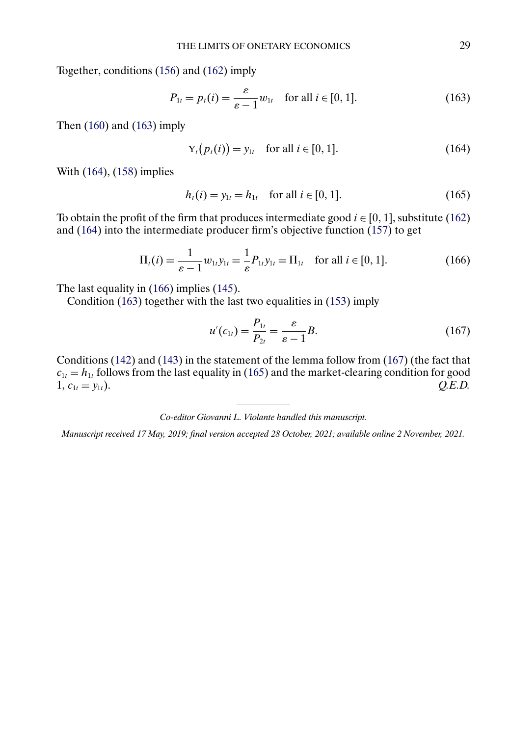Together, conditions (156) and (162) imply

$$P_{1t} = p_t(i) = \frac{\varepsilon}{\varepsilon - 1} w_{1t} \quad \text{for all } i \in [0, 1]. \tag{163}$$

Then (160) and (163) imply

$$\Upsilon_t\big(p_t(i)\big) = y_{1t} \quad \text{for all } i \in [0, 1]. \tag{164}$$

With (164), (158) implies

$$h_t(i) = y_{1t} = h_{1t} \quad \text{for all } i \in [0, 1]. \tag{165}$$

To obtain the profit of the firm that produces intermediate good $i \in [0, 1]$, substitute (162) and (164) into the intermediate producer firm's objective function (157) to get

$$\Pi_t(i) = \frac{1}{\varepsilon - 1} w_{1t} y_{1t} = \frac{1}{\varepsilon} P_{1t} y_{1t} = \Pi_{1t} \quad \text{for all } i \in [0, 1]. \tag{166}$$

The last equality in (166) implies (145).

Condition (163) together with the last two equalities in (153) imply

$$u'(c_{1t}) = \frac{P_{1t}}{P_{2t}} = \frac{\varepsilon}{\varepsilon - 1} B. \tag{167}$$

Conditions (142) and (143) in the statement of the lemma follow from (167) (the fact that $c_{1t} = h_{1t}$ follows from the last equality in (165) and the market-clearing condition for good 1, $c_{1t} = y_{1t}$). *Q.E.D.*

---

*Co-editor Giovanni L. Violante handled this manuscript.*

*Manuscript received 17 May, 2019; final version accepted 28 October, 2021; available online 2 November, 2021.*